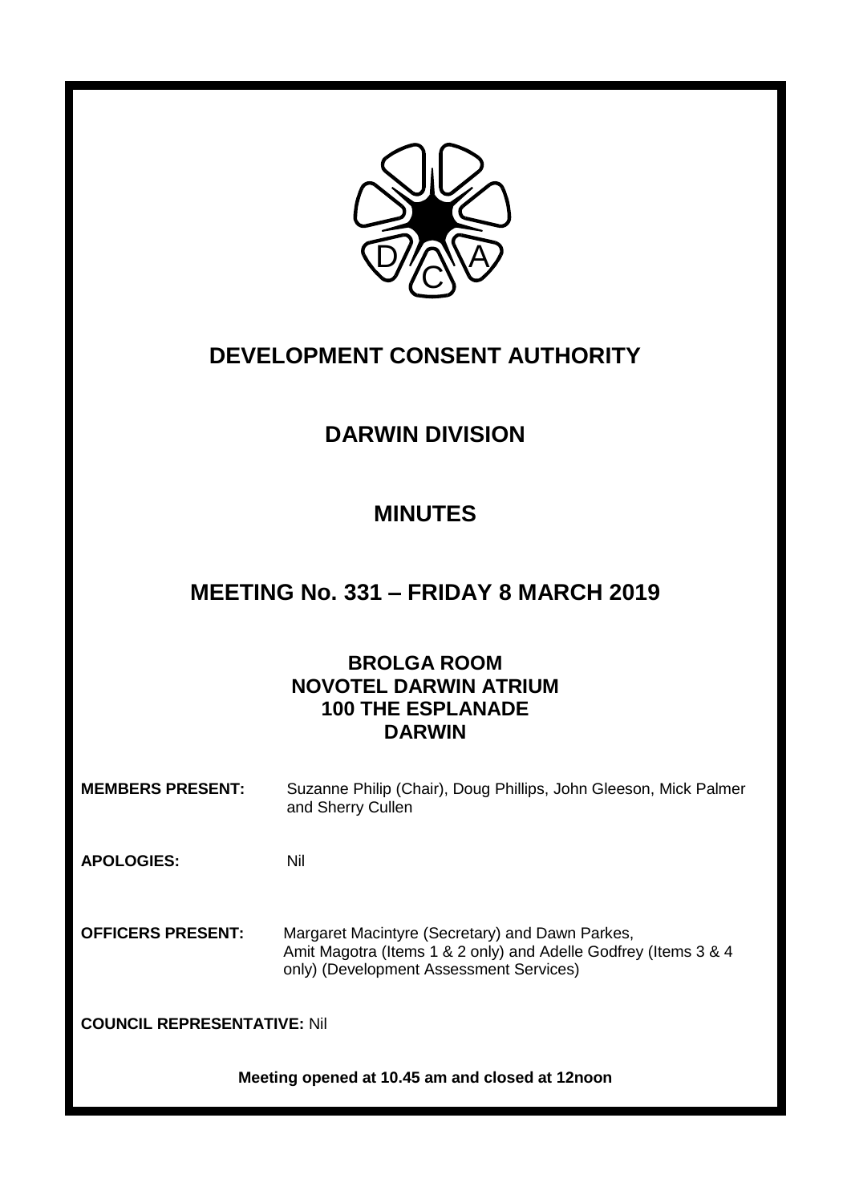# DEVELOPMENT CONSENT AUTHORITY

## DARWIN DIVISION

## MINUTES

## MEETING No. 331 – FRIDAY 8 MARCH 2019

**BROLGA ROOM**
**NOVOTEL DARWIN ATRIUM**
**100 THE ESPLANADE**
**DARWIN**

**MEMBERS PRESENT:** Suzanne Philip (Chair), Doug Phillips, John Gleeson, Mick Palmer and Sherry Cullen

**APOLOGIES:** Nil

**OFFICERS PRESENT:** Margaret Macintyre (Secretary) and Dawn Parkes, Amit Magotra (Items 1 & 2 only) and Adelle Godfrey (Items 3 & 4 only) (Development Assessment Services)

**COUNCIL REPRESENTATIVE:** Nil

**Meeting opened at 10.45 am and closed at 12noon**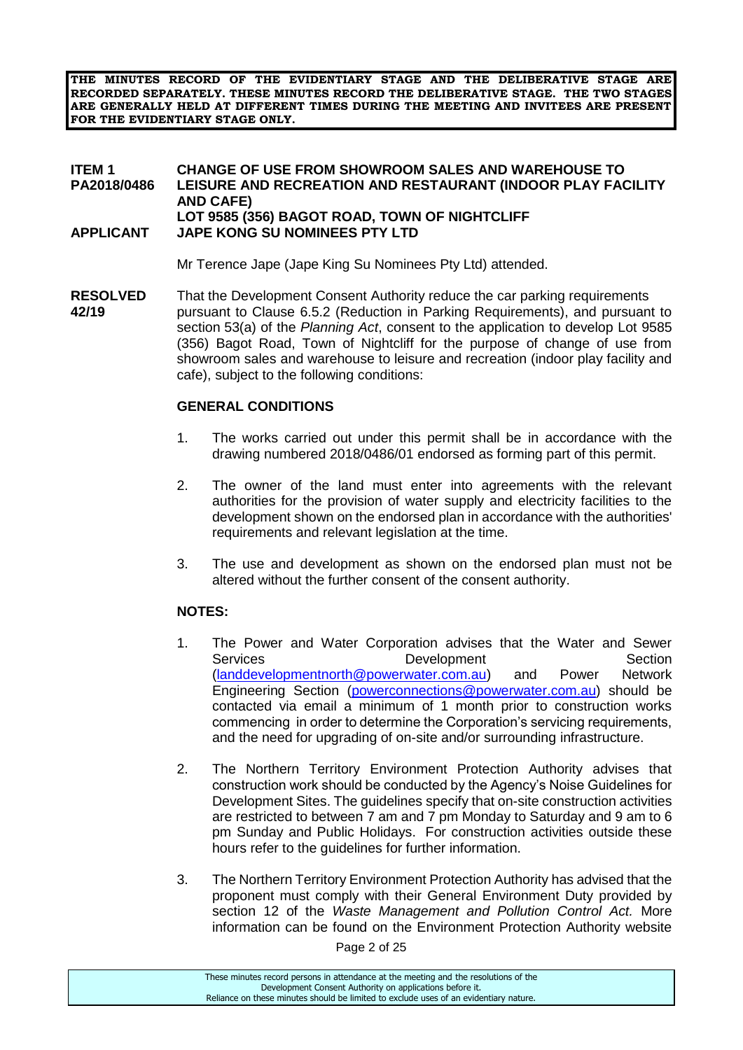**THE MINUTES RECORD OF THE EVIDENTIARY STAGE AND THE DELIBERATIVE STAGE ARE RECORDED SEPARATELY. THESE MINUTES RECORD THE DELIBERATIVE STAGE. THE TWO STAGES ARE GENERALLY HELD AT DIFFERENT TIMES DURING THE MEETING AND INVITEES ARE PRESENT FOR THE EVIDENTIARY STAGE ONLY.**

**ITEM 1 PA2018/0486** **CHANGE OF USE FROM SHOWROOM SALES AND WAREHOUSE TO LEISURE AND RECREATION AND RESTAURANT (INDOOR PLAY FACILITY AND CAFE) LOT 9585 (356) BAGOT ROAD, TOWN OF NIGHTCLIFF**

**APPLICANT** **JAPE KONG SU NOMINEES PTY LTD**

Mr Terence Jape (Jape King Su Nominees Pty Ltd) attended.

**RESOLVED 42/19** That the Development Consent Authority reduce the car parking requirements pursuant to Clause 6.5.2 (Reduction in Parking Requirements), and pursuant to section 53(a) of the *Planning Act*, consent to the application to develop Lot 9585 (356) Bagot Road, Town of Nightcliff for the purpose of change of use from showroom sales and warehouse to leisure and recreation (indoor play facility and cafe), subject to the following conditions:

**GENERAL CONDITIONS**

1. The works carried out under this permit shall be in accordance with the drawing numbered 2018/0486/01 endorsed as forming part of this permit.

2. The owner of the land must enter into agreements with the relevant authorities for the provision of water supply and electricity facilities to the development shown on the endorsed plan in accordance with the authorities' requirements and relevant legislation at the time.

3. The use and development as shown on the endorsed plan must not be altered without the further consent of the consent authority.

**NOTES:**

1. The Power and Water Corporation advises that the Water and Sewer Services Development Section (landdevelopmentnorth@powerwater.com.au) and Power Network Engineering Section (powerconnections@powerwater.com.au) should be contacted via email a minimum of 1 month prior to construction works commencing in order to determine the Corporation's servicing requirements, and the need for upgrading of on-site and/or surrounding infrastructure.

2. The Northern Territory Environment Protection Authority advises that construction work should be conducted by the Agency's Noise Guidelines for Development Sites. The guidelines specify that on-site construction activities are restricted to between 7 am and 7 pm Monday to Saturday and 9 am to 6 pm Sunday and Public Holidays. For construction activities outside these hours refer to the guidelines for further information.

3. The Northern Territory Environment Protection Authority has advised that the proponent must comply with their General Environment Duty provided by section 12 of the *Waste Management and Pollution Control Act.* More information can be found on the Environment Protection Authority website

These minutes record persons in attendance at the meeting and the resolutions of the Development Consent Authority on applications before it.
Reliance on these minutes should be limited to exclude uses of an evidentiary nature.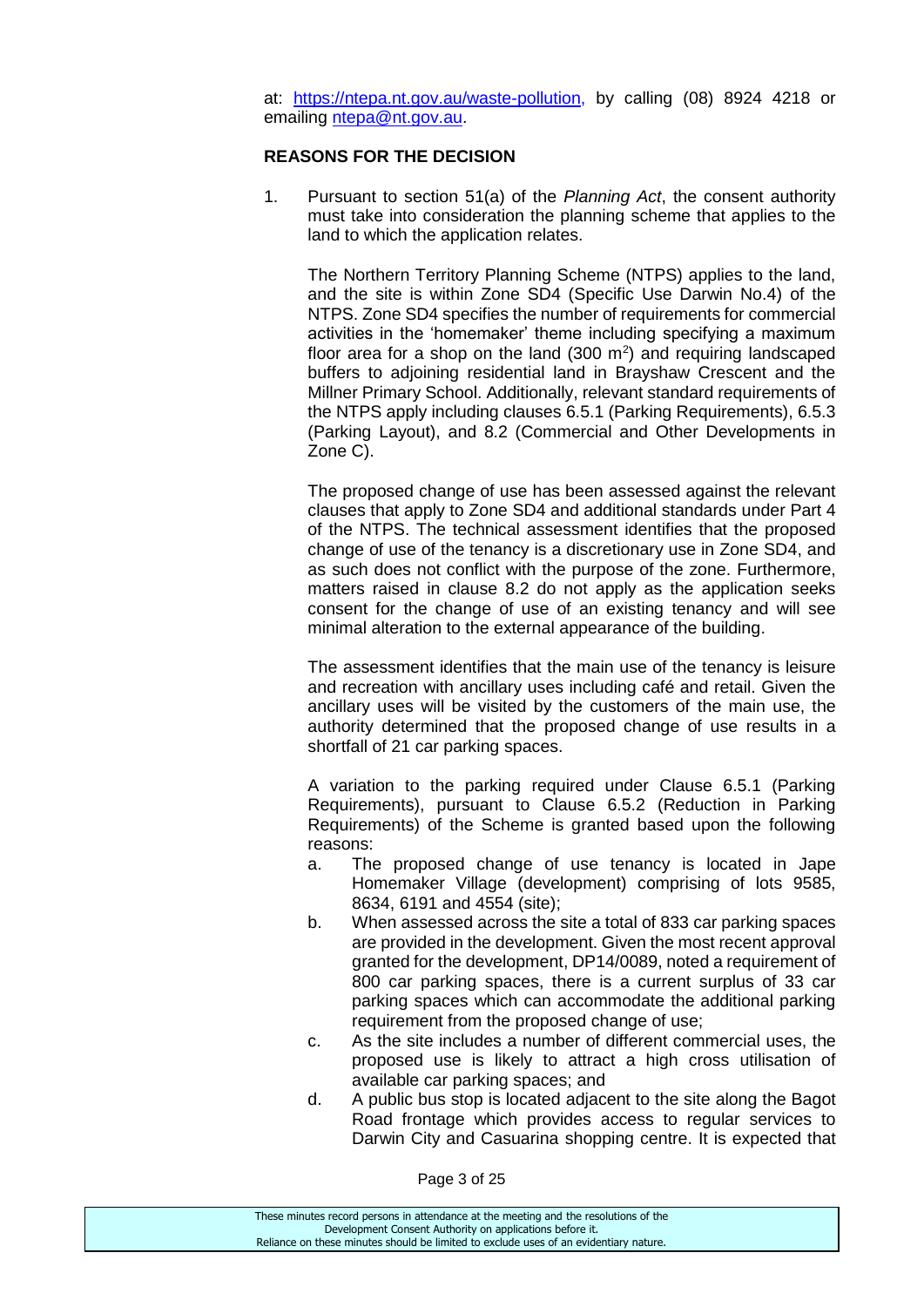at: https://ntepa.nt.gov.au/waste-pollution, by calling (08) 8924 4218 or emailing ntepa@nt.gov.au.

**REASONS FOR THE DECISION**

1. Pursuant to section 51(a) of the *Planning Act*, the consent authority must take into consideration the planning scheme that applies to the land to which the application relates.

   The Northern Territory Planning Scheme (NTPS) applies to the land, and the site is within Zone SD4 (Specific Use Darwin No.4) of the NTPS. Zone SD4 specifies the number of requirements for commercial activities in the 'homemaker' theme including specifying a maximum floor area for a shop on the land (300 $m^2$) and requiring landscaped buffers to adjoining residential land in Brayshaw Crescent and the Millner Primary School. Additionally, relevant standard requirements of the NTPS apply including clauses 6.5.1 (Parking Requirements), 6.5.3 (Parking Layout), and 8.2 (Commercial and Other Developments in Zone C).

   The proposed change of use has been assessed against the relevant clauses that apply to Zone SD4 and additional standards under Part 4 of the NTPS. The technical assessment identifies that the proposed change of use of the tenancy is a discretionary use in Zone SD4, and as such does not conflict with the purpose of the zone. Furthermore, matters raised in clause 8.2 do not apply as the application seeks consent for the change of use of an existing tenancy and will see minimal alteration to the external appearance of the building.

   The assessment identifies that the main use of the tenancy is leisure and recreation with ancillary uses including café and retail. Given the ancillary uses will be visited by the customers of the main use, the authority determined that the proposed change of use results in a shortfall of 21 car parking spaces.

   A variation to the parking required under Clause 6.5.1 (Parking Requirements), pursuant to Clause 6.5.2 (Reduction in Parking Requirements) of the Scheme is granted based upon the following reasons:

   a. The proposed change of use tenancy is located in Jape Homemaker Village (development) comprising of lots 9585, 8634, 6191 and 4554 (site);
   b. When assessed across the site a total of 833 car parking spaces are provided in the development. Given the most recent approval granted for the development, DP14/0089, noted a requirement of 800 car parking spaces, there is a current surplus of 33 car parking spaces which can accommodate the additional parking requirement from the proposed change of use;
   c. As the site includes a number of different commercial uses, the proposed use is likely to attract a high cross utilisation of available car parking spaces; and
   d. A public bus stop is located adjacent to the site along the Bagot Road frontage which provides access to regular services to Darwin City and Casuarina shopping centre. It is expected that

These minutes record persons in attendance at the meeting and the resolutions of the Development Consent Authority on applications before it.
Reliance on these minutes should be limited to exclude uses of an evidentiary nature.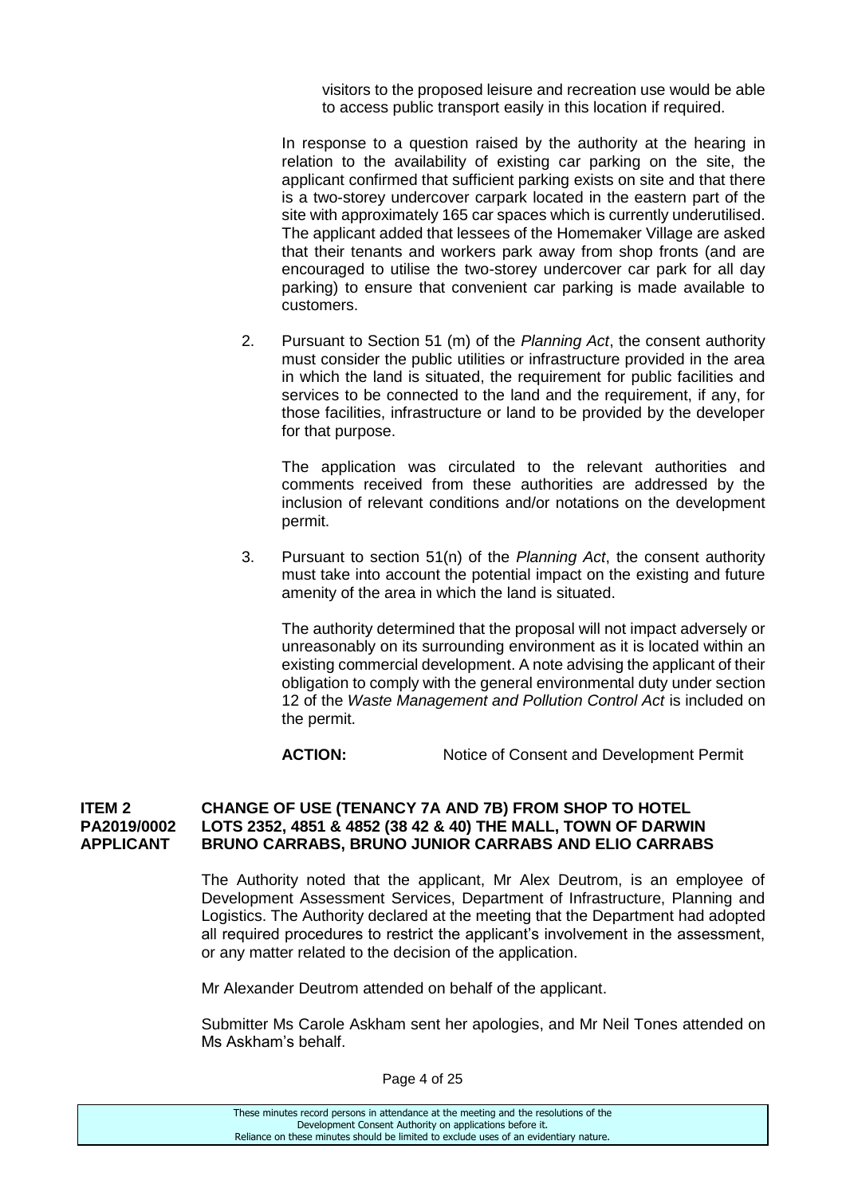visitors to the proposed leisure and recreation use would be able to access public transport easily in this location if required.

In response to a question raised by the authority at the hearing in relation to the availability of existing car parking on the site, the applicant confirmed that sufficient parking exists on site and that there is a two-storey undercover carpark located in the eastern part of the site with approximately 165 car spaces which is currently underutilised. The applicant added that lessees of the Homemaker Village are asked that their tenants and workers park away from shop fronts (and are encouraged to utilise the two-storey undercover car park for all day parking) to ensure that convenient car parking is made available to customers.

2. Pursuant to Section 51 (m) of the *Planning Act*, the consent authority must consider the public utilities or infrastructure provided in the area in which the land is situated, the requirement for public facilities and services to be connected to the land and the requirement, if any, for those facilities, infrastructure or land to be provided by the developer for that purpose.

   The application was circulated to the relevant authorities and comments received from these authorities are addressed by the inclusion of relevant conditions and/or notations on the development permit.

3. Pursuant to section 51(n) of the *Planning Act*, the consent authority must take into account the potential impact on the existing and future amenity of the area in which the land is situated.

   The authority determined that the proposal will not impact adversely or unreasonably on its surrounding environment as it is located within an existing commercial development. A note advising the applicant of their obligation to comply with the general environmental duty under section 12 of the *Waste Management and Pollution Control Act* is included on the permit.

**ACTION:** Notice of Consent and Development Permit

**ITEM 2 CHANGE OF USE (TENANCY 7A AND 7B) FROM SHOP TO HOTEL**
**PA2019/0002 LOTS 2352, 4851 & 4852 (38 42 & 40) THE MALL, TOWN OF DARWIN**
**APPLICANT BRUNO CARRABS, BRUNO JUNIOR CARRABS AND ELIO CARRABS**

The Authority noted that the applicant, Mr Alex Deutrom, is an employee of Development Assessment Services, Department of Infrastructure, Planning and Logistics. The Authority declared at the meeting that the Department had adopted all required procedures to restrict the applicant's involvement in the assessment, or any matter related to the decision of the application.

Mr Alexander Deutrom attended on behalf of the applicant.

Submitter Ms Carole Askham sent her apologies, and Mr Neil Tones attended on Ms Askham's behalf.

These minutes record persons in attendance at the meeting and the resolutions of the Development Consent Authority on applications before it. Reliance on these minutes should be limited to exclude uses of an evidentiary nature.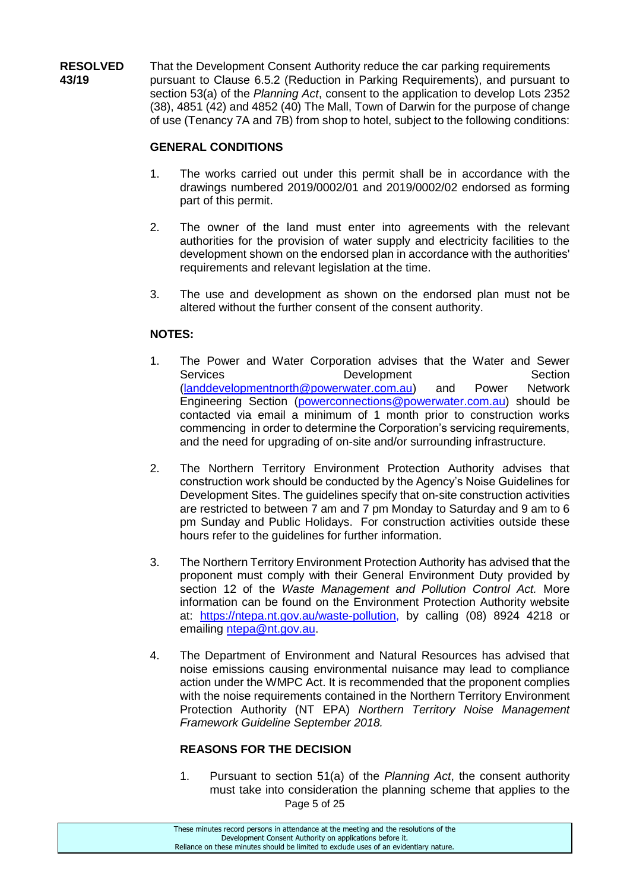**RESOLVED 43/19**

That the Development Consent Authority reduce the car parking requirements pursuant to Clause 6.5.2 (Reduction in Parking Requirements), and pursuant to section 53(a) of the *Planning Act*, consent to the application to develop Lots 2352 (38), 4851 (42) and 4852 (40) The Mall, Town of Darwin for the purpose of change of use (Tenancy 7A and 7B) from shop to hotel, subject to the following conditions:

**GENERAL CONDITIONS**

1. The works carried out under this permit shall be in accordance with the drawings numbered 2019/0002/01 and 2019/0002/02 endorsed as forming part of this permit.

2. The owner of the land must enter into agreements with the relevant authorities for the provision of water supply and electricity facilities to the development shown on the endorsed plan in accordance with the authorities' requirements and relevant legislation at the time.

3. The use and development as shown on the endorsed plan must not be altered without the further consent of the consent authority.

**NOTES:**

1. The Power and Water Corporation advises that the Water and Sewer Services Development Section (landdevelopmentnorth@powerwater.com.au) and Power Network Engineering Section (powerconnections@powerwater.com.au) should be contacted via email a minimum of 1 month prior to construction works commencing in order to determine the Corporation's servicing requirements, and the need for upgrading of on-site and/or surrounding infrastructure.

2. The Northern Territory Environment Protection Authority advises that construction work should be conducted by the Agency's Noise Guidelines for Development Sites. The guidelines specify that on-site construction activities are restricted to between 7 am and 7 pm Monday to Saturday and 9 am to 6 pm Sunday and Public Holidays. For construction activities outside these hours refer to the guidelines for further information.

3. The Northern Territory Environment Protection Authority has advised that the proponent must comply with their General Environment Duty provided by section 12 of the *Waste Management and Pollution Control Act.* More information can be found on the Environment Protection Authority website at: https://ntepa.nt.gov.au/waste-pollution, by calling (08) 8924 4218 or emailing ntepa@nt.gov.au.

4. The Department of Environment and Natural Resources has advised that noise emissions causing environmental nuisance may lead to compliance action under the WMPC Act. It is recommended that the proponent complies with the noise requirements contained in the Northern Territory Environment Protection Authority (NT EPA) *Northern Territory Noise Management Framework Guideline September 2018.*

**REASONS FOR THE DECISION**

1. Pursuant to section 51(a) of the *Planning Act*, the consent authority must take into consideration the planning scheme that applies to the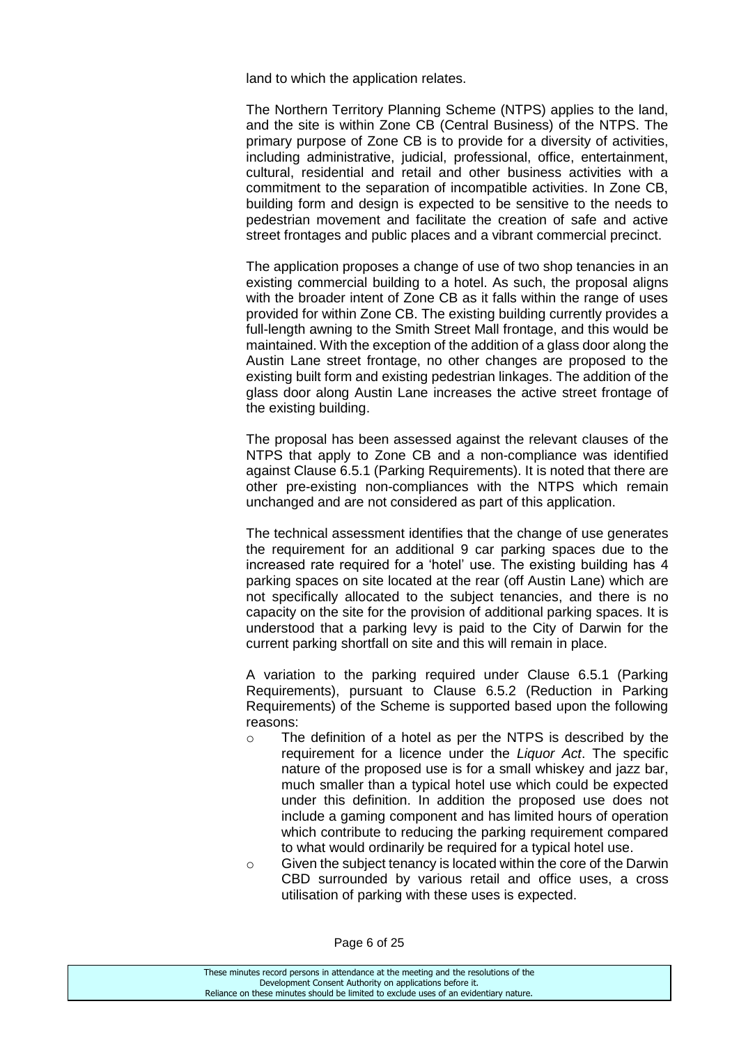land to which the application relates.

The Northern Territory Planning Scheme (NTPS) applies to the land, and the site is within Zone CB (Central Business) of the NTPS. The primary purpose of Zone CB is to provide for a diversity of activities, including administrative, judicial, professional, office, entertainment, cultural, residential and retail and other business activities with a commitment to the separation of incompatible activities. In Zone CB, building form and design is expected to be sensitive to the needs to pedestrian movement and facilitate the creation of safe and active street frontages and public places and a vibrant commercial precinct.

The application proposes a change of use of two shop tenancies in an existing commercial building to a hotel. As such, the proposal aligns with the broader intent of Zone CB as it falls within the range of uses provided for within Zone CB. The existing building currently provides a full-length awning to the Smith Street Mall frontage, and this would be maintained. With the exception of the addition of a glass door along the Austin Lane street frontage, no other changes are proposed to the existing built form and existing pedestrian linkages. The addition of the glass door along Austin Lane increases the active street frontage of the existing building.

The proposal has been assessed against the relevant clauses of the NTPS that apply to Zone CB and a non-compliance was identified against Clause 6.5.1 (Parking Requirements). It is noted that there are other pre-existing non-compliances with the NTPS which remain unchanged and are not considered as part of this application.

The technical assessment identifies that the change of use generates the requirement for an additional 9 car parking spaces due to the increased rate required for a 'hotel' use. The existing building has 4 parking spaces on site located at the rear (off Austin Lane) which are not specifically allocated to the subject tenancies, and there is no capacity on the site for the provision of additional parking spaces. It is understood that a parking levy is paid to the City of Darwin for the current parking shortfall on site and this will remain in place.

A variation to the parking required under Clause 6.5.1 (Parking Requirements), pursuant to Clause 6.5.2 (Reduction in Parking Requirements) of the Scheme is supported based upon the following reasons:

- The definition of a hotel as per the NTPS is described by the requirement for a licence under the *Liquor Act*. The specific nature of the proposed use is for a small whiskey and jazz bar, much smaller than a typical hotel use which could be expected under this definition. In addition the proposed use does not include a gaming component and has limited hours of operation which contribute to reducing the parking requirement compared to what would ordinarily be required for a typical hotel use.
- Given the subject tenancy is located within the core of the Darwin CBD surrounded by various retail and office uses, a cross utilisation of parking with these uses is expected.

These minutes record persons in attendance at the meeting and the resolutions of the Development Consent Authority on applications before it. Reliance on these minutes should be limited to exclude uses of an evidentiary nature.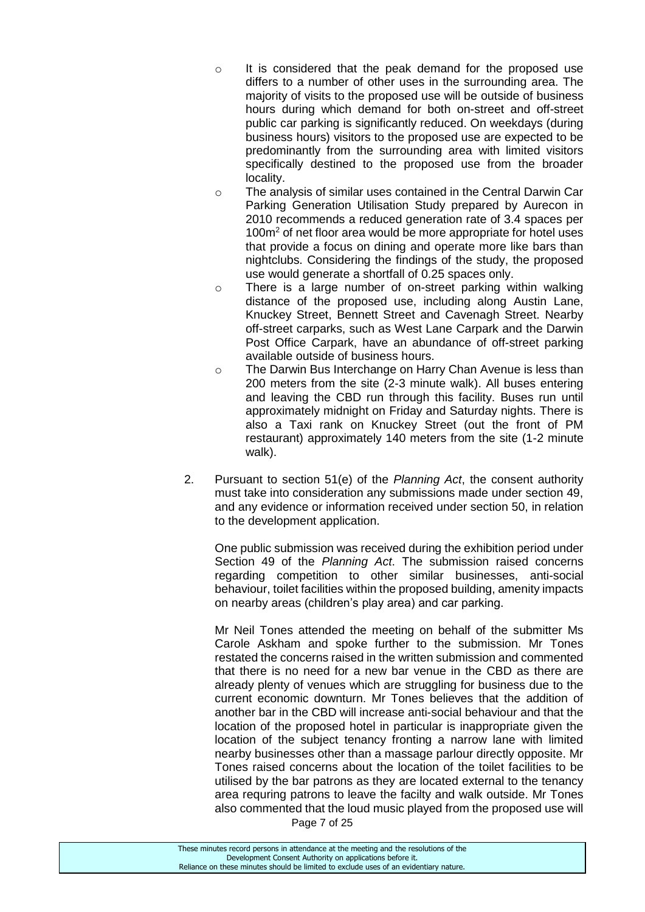- It is considered that the peak demand for the proposed use differs to a number of other uses in the surrounding area. The majority of visits to the proposed use will be outside of business hours during which demand for both on-street and off-street public car parking is significantly reduced. On weekdays (during business hours) visitors to the proposed use are expected to be predominantly from the surrounding area with limited visitors specifically destined to the proposed use from the broader locality.
- The analysis of similar uses contained in the Central Darwin Car Parking Generation Utilisation Study prepared by Aurecon in 2010 recommends a reduced generation rate of 3.4 spaces per 100m$^2$ of net floor area would be more appropriate for hotel uses that provide a focus on dining and operate more like bars than nightclubs. Considering the findings of the study, the proposed use would generate a shortfall of 0.25 spaces only.
- There is a large number of on-street parking within walking distance of the proposed use, including along Austin Lane, Knuckey Street, Bennett Street and Cavenagh Street. Nearby off-street carparks, such as West Lane Carpark and the Darwin Post Office Carpark, have an abundance of off-street parking available outside of business hours.
- The Darwin Bus Interchange on Harry Chan Avenue is less than 200 meters from the site (2-3 minute walk). All buses entering and leaving the CBD run through this facility. Buses run until approximately midnight on Friday and Saturday nights. There is also a Taxi rank on Knuckey Street (out the front of PM restaurant) approximately 140 meters from the site (1-2 minute walk).

2. Pursuant to section 51(e) of the *Planning Act*, the consent authority must take into consideration any submissions made under section 49, and any evidence or information received under section 50, in relation to the development application.

   One public submission was received during the exhibition period under Section 49 of the *Planning Act*. The submission raised concerns regarding competition to other similar businesses, anti-social behaviour, toilet facilities within the proposed building, amenity impacts on nearby areas (children's play area) and car parking.

   Mr Neil Tones attended the meeting on behalf of the submitter Ms Carole Askham and spoke further to the submission. Mr Tones restated the concerns raised in the written submission and commented that there is no need for a new bar venue in the CBD as there are already plenty of venues which are struggling for business due to the current economic downturn. Mr Tones believes that the addition of another bar in the CBD will increase anti-social behaviour and that the location of the proposed hotel in particular is inappropriate given the location of the subject tenancy fronting a narrow lane with limited nearby businesses other than a massage parlour directly opposite. Mr Tones raised concerns about the location of the toilet facilities to be utilised by the bar patrons as they are located external to the tenancy area requring patrons to leave the facilty and walk outside. Mr Tones also commented that the loud music played from the proposed use will

These minutes record persons in attendance at the meeting and the resolutions of the Development Consent Authority on applications before it. Reliance on these minutes should be limited to exclude uses of an evidentiary nature.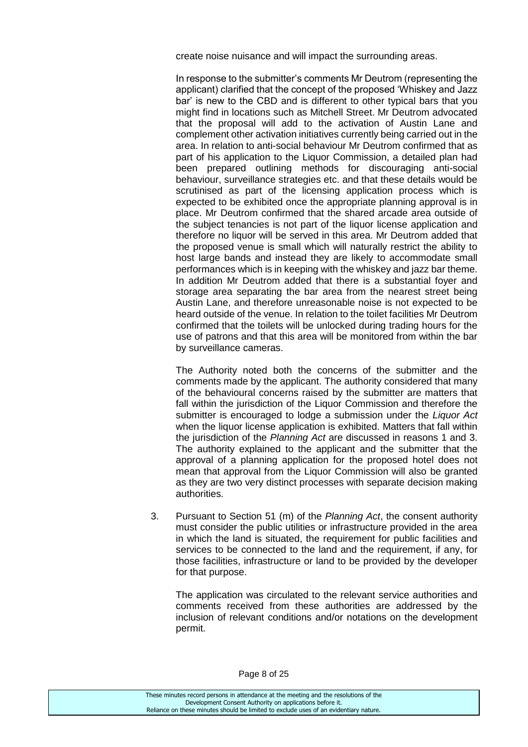create noise nuisance and will impact the surrounding areas.

In response to the submitter's comments Mr Deutrom (representing the applicant) clarified that the concept of the proposed 'Whiskey and Jazz bar' is new to the CBD and is different to other typical bars that you might find in locations such as Mitchell Street. Mr Deutrom advocated that the proposal will add to the activation of Austin Lane and complement other activation initiatives currently being carried out in the area. In relation to anti-social behaviour Mr Deutrom confirmed that as part of his application to the Liquor Commission, a detailed plan had been prepared outlining methods for discouraging anti-social behaviour, surveillance strategies etc. and that these details would be scrutinised as part of the licensing application process which is expected to be exhibited once the appropriate planning approval is in place. Mr Deutrom confirmed that the shared arcade area outside of the subject tenancies is not part of the liquor license application and therefore no liquor will be served in this area. Mr Deutrom added that the proposed venue is small which will naturally restrict the ability to host large bands and instead they are likely to accommodate small performances which is in keeping with the whiskey and jazz bar theme. In addition Mr Deutrom added that there is a substantial foyer and storage area separating the bar area from the nearest street being Austin Lane, and therefore unreasonable noise is not expected to be heard outside of the venue. In relation to the toilet facilities Mr Deutrom confirmed that the toilets will be unlocked during trading hours for the use of patrons and that this area will be monitored from within the bar by surveillance cameras.

The Authority noted both the concerns of the submitter and the comments made by the applicant. The authority considered that many of the behavioural concerns raised by the submitter are matters that fall within the jurisdiction of the Liquor Commission and therefore the submitter is encouraged to lodge a submission under the *Liquor Act* when the liquor license application is exhibited. Matters that fall within the jurisdiction of the *Planning Act* are discussed in reasons 1 and 3. The authority explained to the applicant and the submitter that the approval of a planning application for the proposed hotel does not mean that approval from the Liquor Commission will also be granted as they are two very distinct processes with separate decision making authorities.

3. Pursuant to Section 51 (m) of the *Planning Act*, the consent authority must consider the public utilities or infrastructure provided in the area in which the land is situated, the requirement for public facilities and services to be connected to the land and the requirement, if any, for those facilities, infrastructure or land to be provided by the developer for that purpose.

   The application was circulated to the relevant service authorities and comments received from these authorities are addressed by the inclusion of relevant conditions and/or notations on the development permit.

These minutes record persons in attendance at the meeting and the resolutions of the Development Consent Authority on applications before it. Reliance on these minutes should be limited to exclude uses of an evidentiary nature.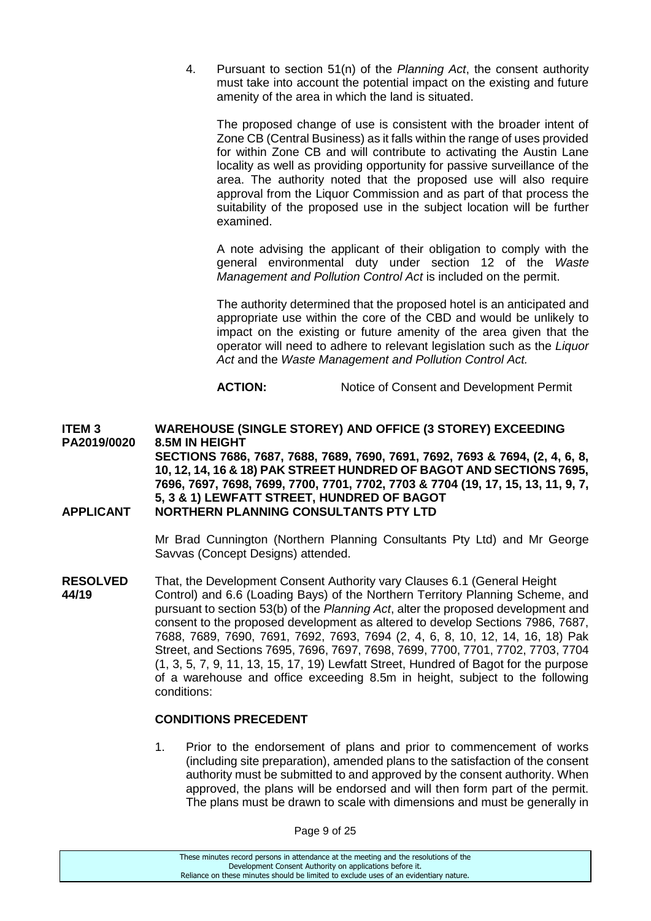4. Pursuant to section 51(n) of the *Planning Act*, the consent authority must take into account the potential impact on the existing and future amenity of the area in which the land is situated.

   The proposed change of use is consistent with the broader intent of Zone CB (Central Business) as it falls within the range of uses provided for within Zone CB and will contribute to activating the Austin Lane locality as well as providing opportunity for passive surveillance of the area. The authority noted that the proposed use will also require approval from the Liquor Commission and as part of that process the suitability of the proposed use in the subject location will be further examined.

   A note advising the applicant of their obligation to comply with the general environmental duty under section 12 of the *Waste Management and Pollution Control Act* is included on the permit.

   The authority determined that the proposed hotel is an anticipated and appropriate use within the core of the CBD and would be unlikely to impact on the existing or future amenity of the area given that the operator will need to adhere to relevant legislation such as the *Liquor Act* and the *Waste Management and Pollution Control Act.*

   **ACTION:** Notice of Consent and Development Permit

**ITEM 3 PA2019/0020** **WAREHOUSE (SINGLE STOREY) AND OFFICE (3 STOREY) EXCEEDING 8.5M IN HEIGHT SECTIONS 7686, 7687, 7688, 7689, 7690, 7691, 7692, 7693 & 7694, (2, 4, 6, 8, 10, 12, 14, 16 & 18) PAK STREET HUNDRED OF BAGOT AND SECTIONS 7695, 7696, 7697, 7698, 7699, 7700, 7701, 7702, 7703 & 7704 (19, 17, 15, 13, 11, 9, 7, 5, 3 & 1) LEWFATT STREET, HUNDRED OF BAGOT**

**APPLICANT** **NORTHERN PLANNING CONSULTANTS PTY LTD**

Mr Brad Cunnington (Northern Planning Consultants Pty Ltd) and Mr George Savvas (Concept Designs) attended.

**RESOLVED 44/19** That, the Development Consent Authority vary Clauses 6.1 (General Height Control) and 6.6 (Loading Bays) of the Northern Territory Planning Scheme, and pursuant to section 53(b) of the *Planning Act*, alter the proposed development and consent to the proposed development as altered to develop Sections 7986, 7687, 7688, 7689, 7690, 7691, 7692, 7693, 7694 (2, 4, 6, 8, 10, 12, 14, 16, 18) Pak Street, and Sections 7695, 7696, 7697, 7698, 7699, 7700, 7701, 7702, 7703, 7704 (1, 3, 5, 7, 9, 11, 13, 15, 17, 19) Lewfatt Street, Hundred of Bagot for the purpose of a warehouse and office exceeding 8.5m in height, subject to the following conditions:

**CONDITIONS PRECEDENT**

1. Prior to the endorsement of plans and prior to commencement of works (including site preparation), amended plans to the satisfaction of the consent authority must be submitted to and approved by the consent authority. When approved, the plans will be endorsed and will then form part of the permit. The plans must be drawn to scale with dimensions and must be generally in

These minutes record persons in attendance at the meeting and the resolutions of the Development Consent Authority on applications before it. Reliance on these minutes should be limited to exclude uses of an evidentiary nature.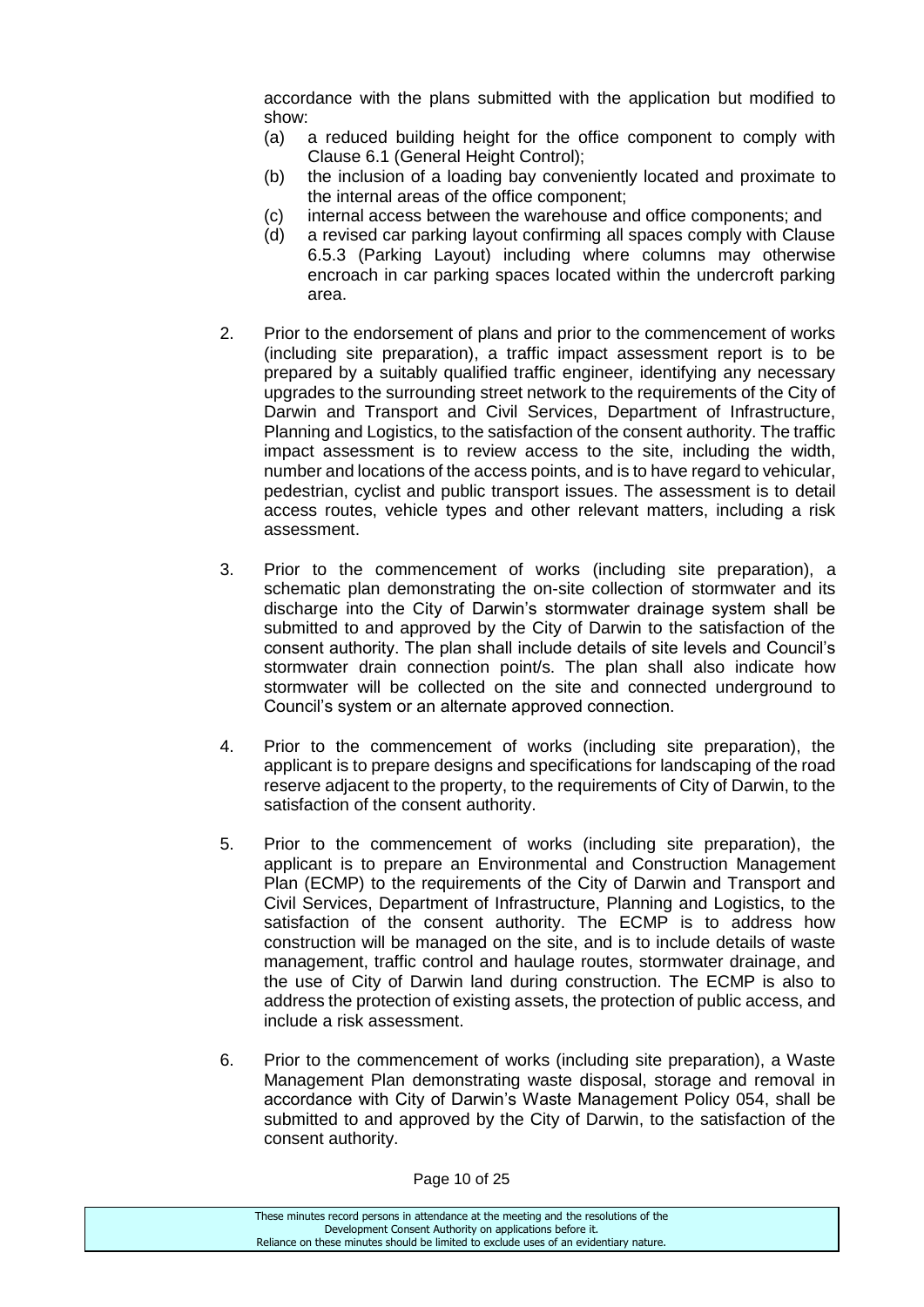accordance with the plans submitted with the application but modified to show:

(a) a reduced building height for the office component to comply with Clause 6.1 (General Height Control);

(b) the inclusion of a loading bay conveniently located and proximate to the internal areas of the office component;

(c) internal access between the warehouse and office components; and

(d) a revised car parking layout confirming all spaces comply with Clause 6.5.3 (Parking Layout) including where columns may otherwise encroach in car parking spaces located within the undercroft parking area.

2. Prior to the endorsement of plans and prior to the commencement of works (including site preparation), a traffic impact assessment report is to be prepared by a suitably qualified traffic engineer, identifying any necessary upgrades to the surrounding street network to the requirements of the City of Darwin and Transport and Civil Services, Department of Infrastructure, Planning and Logistics, to the satisfaction of the consent authority. The traffic impact assessment is to review access to the site, including the width, number and locations of the access points, and is to have regard to vehicular, pedestrian, cyclist and public transport issues. The assessment is to detail access routes, vehicle types and other relevant matters, including a risk assessment.

3. Prior to the commencement of works (including site preparation), a schematic plan demonstrating the on-site collection of stormwater and its discharge into the City of Darwin's stormwater drainage system shall be submitted to and approved by the City of Darwin to the satisfaction of the consent authority. The plan shall include details of site levels and Council's stormwater drain connection point/s. The plan shall also indicate how stormwater will be collected on the site and connected underground to Council's system or an alternate approved connection.

4. Prior to the commencement of works (including site preparation), the applicant is to prepare designs and specifications for landscaping of the road reserve adjacent to the property, to the requirements of City of Darwin, to the satisfaction of the consent authority.

5. Prior to the commencement of works (including site preparation), the applicant is to prepare an Environmental and Construction Management Plan (ECMP) to the requirements of the City of Darwin and Transport and Civil Services, Department of Infrastructure, Planning and Logistics, to the satisfaction of the consent authority. The ECMP is to address how construction will be managed on the site, and is to include details of waste management, traffic control and haulage routes, stormwater drainage, and the use of City of Darwin land during construction. The ECMP is also to address the protection of existing assets, the protection of public access, and include a risk assessment.

6. Prior to the commencement of works (including site preparation), a Waste Management Plan demonstrating waste disposal, storage and removal in accordance with City of Darwin's Waste Management Policy 054, shall be submitted to and approved by the City of Darwin, to the satisfaction of the consent authority.

These minutes record persons in attendance at the meeting and the resolutions of the Development Consent Authority on applications before it. Reliance on these minutes should be limited to exclude uses of an evidentiary nature.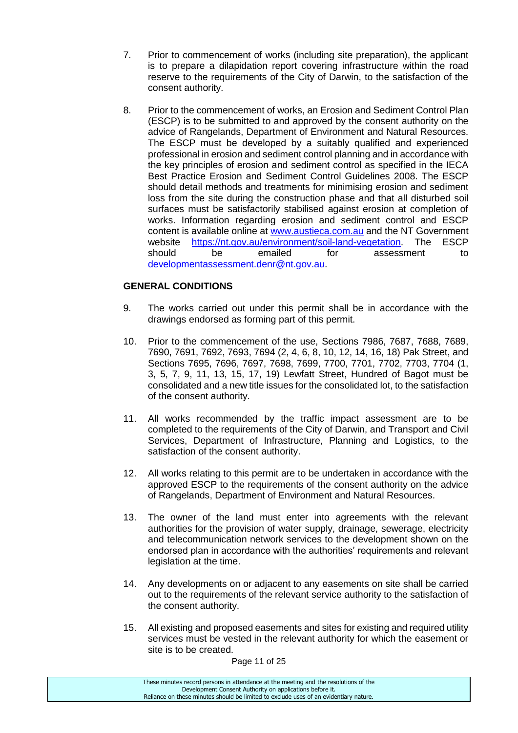7. Prior to commencement of works (including site preparation), the applicant is to prepare a dilapidation report covering infrastructure within the road reserve to the requirements of the City of Darwin, to the satisfaction of the consent authority.

8. Prior to the commencement of works, an Erosion and Sediment Control Plan (ESCP) is to be submitted to and approved by the consent authority on the advice of Rangelands, Department of Environment and Natural Resources. The ESCP must be developed by a suitably qualified and experienced professional in erosion and sediment control planning and in accordance with the key principles of erosion and sediment control as specified in the IECA Best Practice Erosion and Sediment Control Guidelines 2008. The ESCP should detail methods and treatments for minimising erosion and sediment loss from the site during the construction phase and that all disturbed soil surfaces must be satisfactorily stabilised against erosion at completion of works. Information regarding erosion and sediment control and ESCP content is available online at www.austieca.com.au and the NT Government website https://nt.gov.au/environment/soil-land-vegetation. The ESCP should be emailed for assessment to developmentassessment.denr@nt.gov.au.

**GENERAL CONDITIONS**

9. The works carried out under this permit shall be in accordance with the drawings endorsed as forming part of this permit.

10. Prior to the commencement of the use, Sections 7986, 7687, 7688, 7689, 7690, 7691, 7692, 7693, 7694 (2, 4, 6, 8, 10, 12, 14, 16, 18) Pak Street, and Sections 7695, 7696, 7697, 7698, 7699, 7700, 7701, 7702, 7703, 7704 (1, 3, 5, 7, 9, 11, 13, 15, 17, 19) Lewfatt Street, Hundred of Bagot must be consolidated and a new title issues for the consolidated lot, to the satisfaction of the consent authority.

11. All works recommended by the traffic impact assessment are to be completed to the requirements of the City of Darwin, and Transport and Civil Services, Department of Infrastructure, Planning and Logistics, to the satisfaction of the consent authority.

12. All works relating to this permit are to be undertaken in accordance with the approved ESCP to the requirements of the consent authority on the advice of Rangelands, Department of Environment and Natural Resources.

13. The owner of the land must enter into agreements with the relevant authorities for the provision of water supply, drainage, sewerage, electricity and telecommunication network services to the development shown on the endorsed plan in accordance with the authorities' requirements and relevant legislation at the time.

14. Any developments on or adjacent to any easements on site shall be carried out to the requirements of the relevant service authority to the satisfaction of the consent authority.

15. All existing and proposed easements and sites for existing and required utility services must be vested in the relevant authority for which the easement or site is to be created.

These minutes record persons in attendance at the meeting and the resolutions of the Development Consent Authority on applications before it.
Reliance on these minutes should be limited to exclude uses of an evidentiary nature.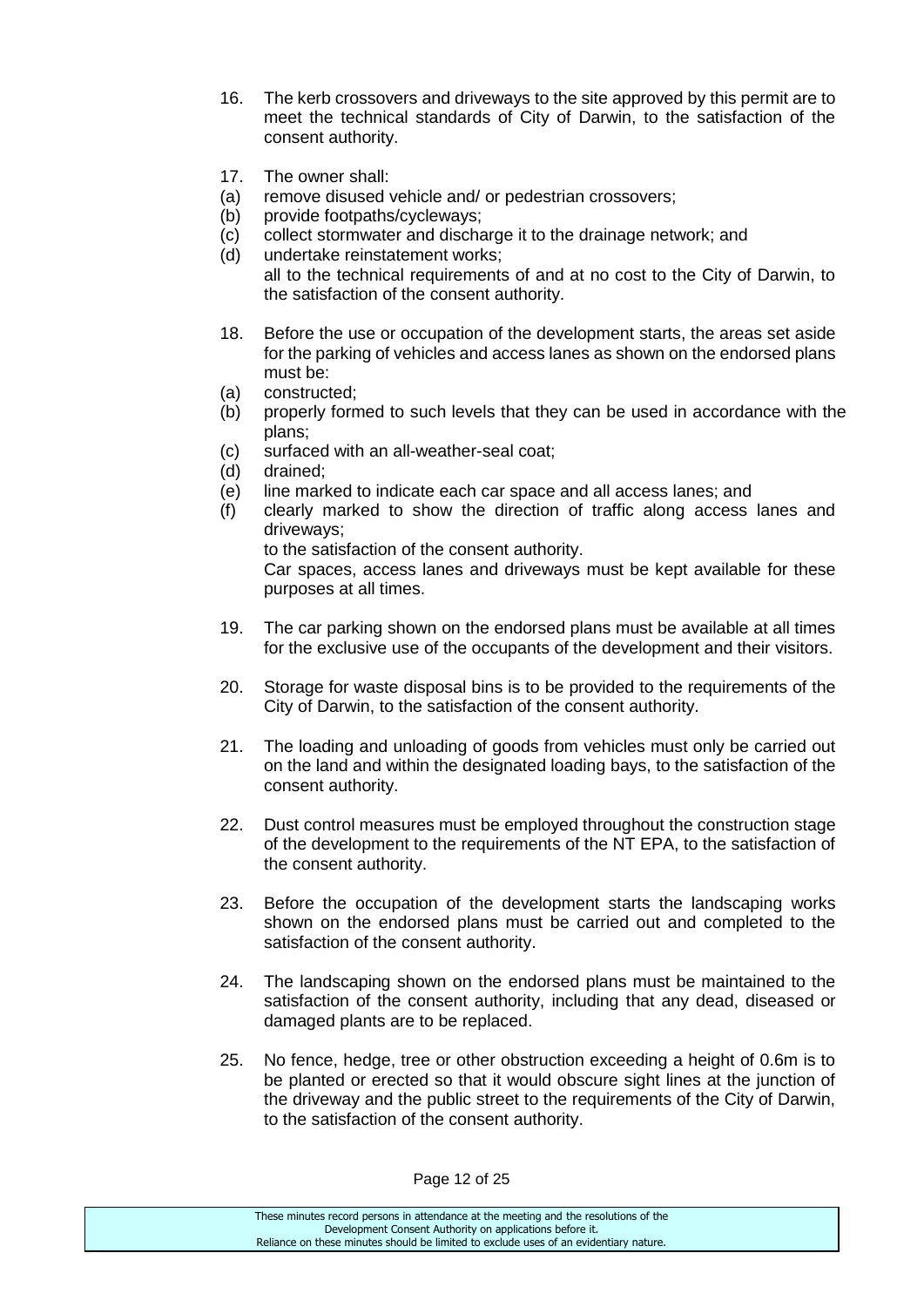16. The kerb crossovers and driveways to the site approved by this permit are to meet the technical standards of City of Darwin, to the satisfaction of the consent authority.

17. The owner shall:
    (a) remove disused vehicle and/ or pedestrian crossovers;
    (b) provide footpaths/cycleways;
    (c) collect stormwater and discharge it to the drainage network; and
    (d) undertake reinstatement works;

    all to the technical requirements of and at no cost to the City of Darwin, to the satisfaction of the consent authority.

18. Before the use or occupation of the development starts, the areas set aside for the parking of vehicles and access lanes as shown on the endorsed plans must be:
    (a) constructed;
    (b) properly formed to such levels that they can be used in accordance with the plans;
    (c) surfaced with an all-weather-seal coat;
    (d) drained;
    (e) line marked to indicate each car space and all access lanes; and
    (f) clearly marked to show the direction of traffic along access lanes and driveways;

    to the satisfaction of the consent authority.

    Car spaces, access lanes and driveways must be kept available for these purposes at all times.

19. The car parking shown on the endorsed plans must be available at all times for the exclusive use of the occupants of the development and their visitors.

20. Storage for waste disposal bins is to be provided to the requirements of the City of Darwin, to the satisfaction of the consent authority.

21. The loading and unloading of goods from vehicles must only be carried out on the land and within the designated loading bays, to the satisfaction of the consent authority.

22. Dust control measures must be employed throughout the construction stage of the development to the requirements of the NT EPA, to the satisfaction of the consent authority.

23. Before the occupation of the development starts the landscaping works shown on the endorsed plans must be carried out and completed to the satisfaction of the consent authority.

24. The landscaping shown on the endorsed plans must be maintained to the satisfaction of the consent authority, including that any dead, diseased or damaged plants are to be replaced.

25. No fence, hedge, tree or other obstruction exceeding a height of 0.6m is to be planted or erected so that it would obscure sight lines at the junction of the driveway and the public street to the requirements of the City of Darwin, to the satisfaction of the consent authority.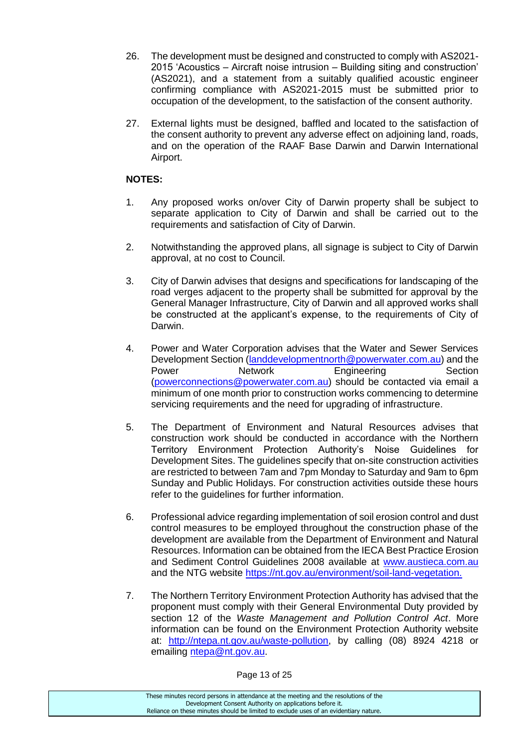26. The development must be designed and constructed to comply with AS2021-2015 'Acoustics – Aircraft noise intrusion – Building siting and construction' (AS2021), and a statement from a suitably qualified acoustic engineer confirming compliance with AS2021-2015 must be submitted prior to occupation of the development, to the satisfaction of the consent authority.

27. External lights must be designed, baffled and located to the satisfaction of the consent authority to prevent any adverse effect on adjoining land, roads, and on the operation of the RAAF Base Darwin and Darwin International Airport.

**NOTES:**

1. Any proposed works on/over City of Darwin property shall be subject to separate application to City of Darwin and shall be carried out to the requirements and satisfaction of City of Darwin.

2. Notwithstanding the approved plans, all signage is subject to City of Darwin approval, at no cost to Council.

3. City of Darwin advises that designs and specifications for landscaping of the road verges adjacent to the property shall be submitted for approval by the General Manager Infrastructure, City of Darwin and all approved works shall be constructed at the applicant's expense, to the requirements of City of Darwin.

4. Power and Water Corporation advises that the Water and Sewer Services Development Section (landdevelopmentnorth@powerwater.com.au) and the Power Network Engineering Section (powerconnections@powerwater.com.au) should be contacted via email a minimum of one month prior to construction works commencing to determine servicing requirements and the need for upgrading of infrastructure.

5. The Department of Environment and Natural Resources advises that construction work should be conducted in accordance with the Northern Territory Environment Protection Authority's Noise Guidelines for Development Sites. The guidelines specify that on-site construction activities are restricted to between 7am and 7pm Monday to Saturday and 9am to 6pm Sunday and Public Holidays. For construction activities outside these hours refer to the guidelines for further information.

6. Professional advice regarding implementation of soil erosion control and dust control measures to be employed throughout the construction phase of the development are available from the Department of Environment and Natural Resources. Information can be obtained from the IECA Best Practice Erosion and Sediment Control Guidelines 2008 available at www.austieca.com.au and the NTG website https://nt.gov.au/environment/soil-land-vegetation.

7. The Northern Territory Environment Protection Authority has advised that the proponent must comply with their General Environmental Duty provided by section 12 of the *Waste Management and Pollution Control Act*. More information can be found on the Environment Protection Authority website at: http://ntepa.nt.gov.au/waste-pollution, by calling (08) 8924 4218 or emailing ntepa@nt.gov.au.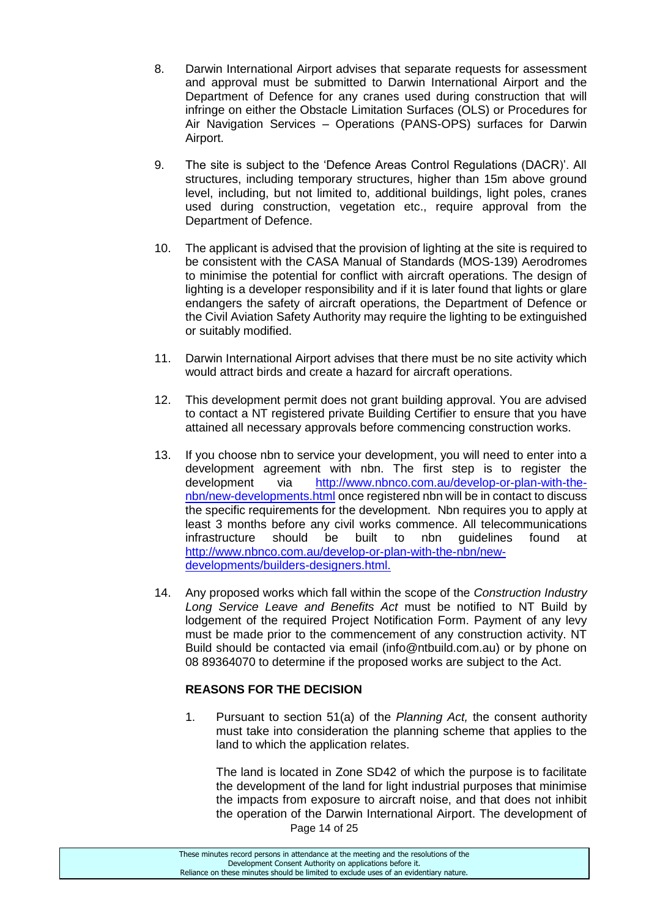8. Darwin International Airport advises that separate requests for assessment and approval must be submitted to Darwin International Airport and the Department of Defence for any cranes used during construction that will infringe on either the Obstacle Limitation Surfaces (OLS) or Procedures for Air Navigation Services – Operations (PANS-OPS) surfaces for Darwin Airport.

9. The site is subject to the 'Defence Areas Control Regulations (DACR)'. All structures, including temporary structures, higher than 15m above ground level, including, but not limited to, additional buildings, light poles, cranes used during construction, vegetation etc., require approval from the Department of Defence.

10. The applicant is advised that the provision of lighting at the site is required to be consistent with the CASA Manual of Standards (MOS-139) Aerodromes to minimise the potential for conflict with aircraft operations. The design of lighting is a developer responsibility and if it is later found that lights or glare endangers the safety of aircraft operations, the Department of Defence or the Civil Aviation Safety Authority may require the lighting to be extinguished or suitably modified.

11. Darwin International Airport advises that there must be no site activity which would attract birds and create a hazard for aircraft operations.

12. This development permit does not grant building approval. You are advised to contact a NT registered private Building Certifier to ensure that you have attained all necessary approvals before commencing construction works.

13. If you choose nbn to service your development, you will need to enter into a development agreement with nbn. The first step is to register the development via http://www.nbnco.com.au/develop-or-plan-with-the-nbn/new-developments.html once registered nbn will be in contact to discuss the specific requirements for the development. Nbn requires you to apply at least 3 months before any civil works commence. All telecommunications infrastructure should be built to nbn guidelines found at http://www.nbnco.com.au/develop-or-plan-with-the-nbn/new-developments/builders-designers.html.

14. Any proposed works which fall within the scope of the *Construction Industry Long Service Leave and Benefits Act* must be notified to NT Build by lodgement of the required Project Notification Form. Payment of any levy must be made prior to the commencement of any construction activity. NT Build should be contacted via email (info@ntbuild.com.au) or by phone on 08 89364070 to determine if the proposed works are subject to the Act.

**REASONS FOR THE DECISION**

1. Pursuant to section 51(a) of the *Planning Act,* the consent authority must take into consideration the planning scheme that applies to the land to which the application relates.

   The land is located in Zone SD42 of which the purpose is to facilitate the development of the land for light industrial purposes that minimise the impacts from exposure to aircraft noise, and that does not inhibit the operation of the Darwin International Airport. The development of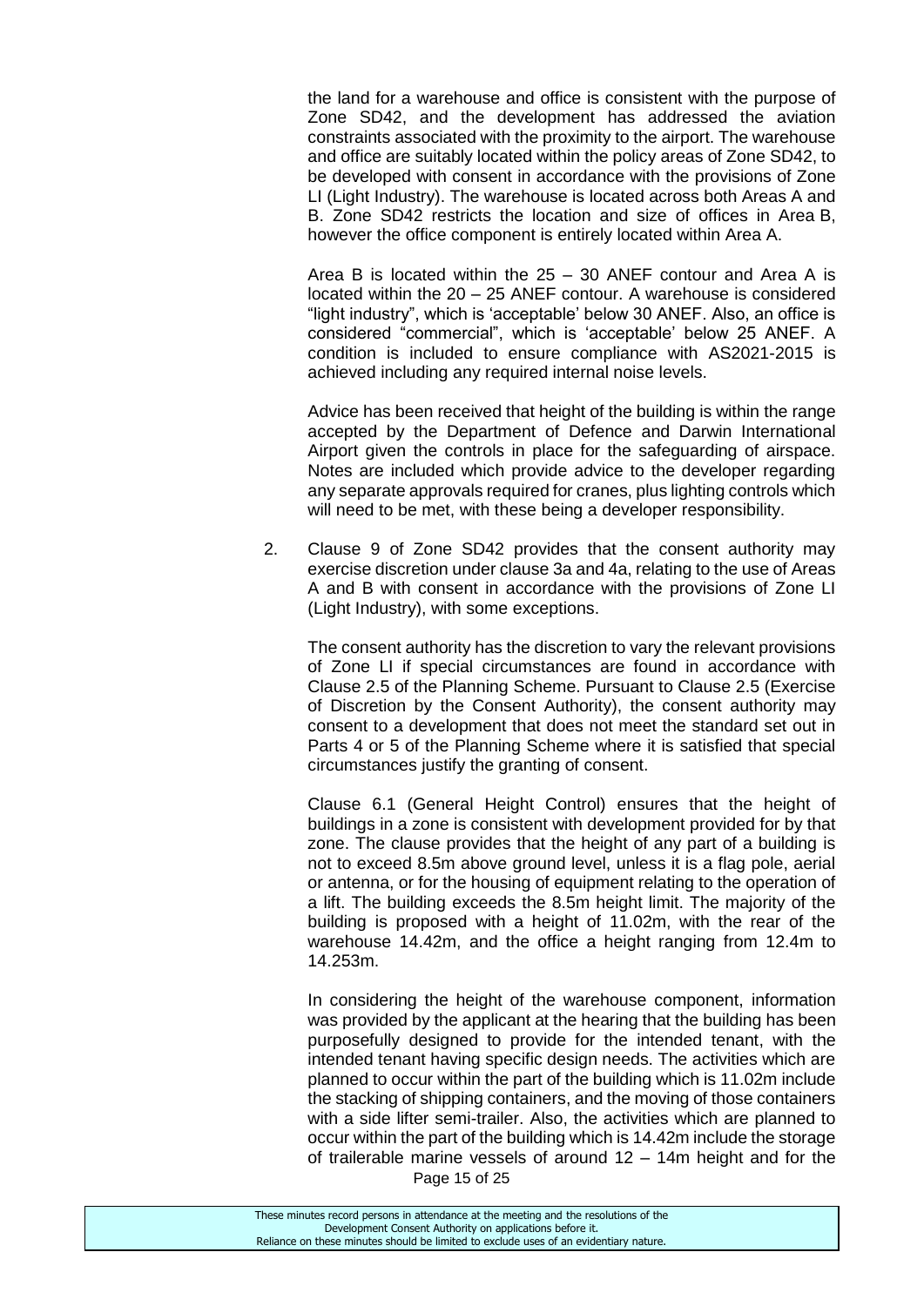the land for a warehouse and office is consistent with the purpose of Zone SD42, and the development has addressed the aviation constraints associated with the proximity to the airport. The warehouse and office are suitably located within the policy areas of Zone SD42, to be developed with consent in accordance with the provisions of Zone LI (Light Industry). The warehouse is located across both Areas A and B. Zone SD42 restricts the location and size of offices in Area B, however the office component is entirely located within Area A.

Area B is located within the 25 – 30 ANEF contour and Area A is located within the 20 – 25 ANEF contour. A warehouse is considered "light industry", which is 'acceptable' below 30 ANEF. Also, an office is considered "commercial", which is 'acceptable' below 25 ANEF. A condition is included to ensure compliance with AS2021-2015 is achieved including any required internal noise levels.

Advice has been received that height of the building is within the range accepted by the Department of Defence and Darwin International Airport given the controls in place for the safeguarding of airspace. Notes are included which provide advice to the developer regarding any separate approvals required for cranes, plus lighting controls which will need to be met, with these being a developer responsibility.

2. Clause 9 of Zone SD42 provides that the consent authority may exercise discretion under clause 3a and 4a, relating to the use of Areas A and B with consent in accordance with the provisions of Zone LI (Light Industry), with some exceptions.

   The consent authority has the discretion to vary the relevant provisions of Zone LI if special circumstances are found in accordance with Clause 2.5 of the Planning Scheme. Pursuant to Clause 2.5 (Exercise of Discretion by the Consent Authority), the consent authority may consent to a development that does not meet the standard set out in Parts 4 or 5 of the Planning Scheme where it is satisfied that special circumstances justify the granting of consent.

   Clause 6.1 (General Height Control) ensures that the height of buildings in a zone is consistent with development provided for by that zone. The clause provides that the height of any part of a building is not to exceed 8.5m above ground level, unless it is a flag pole, aerial or antenna, or for the housing of equipment relating to the operation of a lift. The building exceeds the 8.5m height limit. The majority of the building is proposed with a height of 11.02m, with the rear of the warehouse 14.42m, and the office a height ranging from 12.4m to 14.253m.

   In considering the height of the warehouse component, information was provided by the applicant at the hearing that the building has been purposefully designed to provide for the intended tenant, with the intended tenant having specific design needs. The activities which are planned to occur within the part of the building which is 11.02m include the stacking of shipping containers, and the moving of those containers with a side lifter semi-trailer. Also, the activities which are planned to occur within the part of the building which is 14.42m include the storage of trailerable marine vessels of around 12 – 14m height and for the

These minutes record persons in attendance at the meeting and the resolutions of the Development Consent Authority on applications before it. Reliance on these minutes should be limited to exclude uses of an evidentiary nature.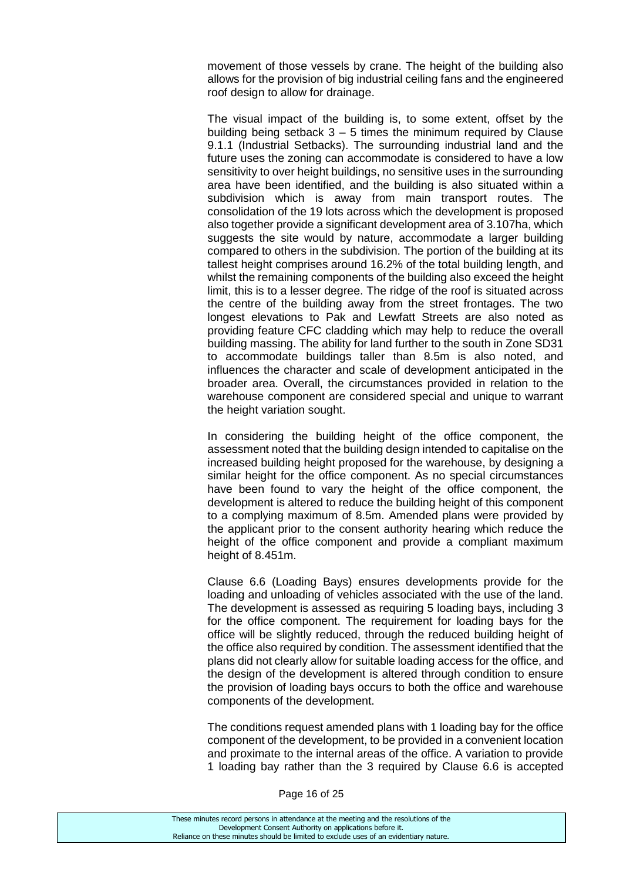movement of those vessels by crane. The height of the building also allows for the provision of big industrial ceiling fans and the engineered roof design to allow for drainage.

The visual impact of the building is, to some extent, offset by the building being setback 3 – 5 times the minimum required by Clause 9.1.1 (Industrial Setbacks). The surrounding industrial land and the future uses the zoning can accommodate is considered to have a low sensitivity to over height buildings, no sensitive uses in the surrounding area have been identified, and the building is also situated within a subdivision which is away from main transport routes. The consolidation of the 19 lots across which the development is proposed also together provide a significant development area of 3.107ha, which suggests the site would by nature, accommodate a larger building compared to others in the subdivision. The portion of the building at its tallest height comprises around 16.2% of the total building length, and whilst the remaining components of the building also exceed the height limit, this is to a lesser degree. The ridge of the roof is situated across the centre of the building away from the street frontages. The two longest elevations to Pak and Lewfatt Streets are also noted as providing feature CFC cladding which may help to reduce the overall building massing. The ability for land further to the south in Zone SD31 to accommodate buildings taller than 8.5m is also noted, and influences the character and scale of development anticipated in the broader area. Overall, the circumstances provided in relation to the warehouse component are considered special and unique to warrant the height variation sought.

In considering the building height of the office component, the assessment noted that the building design intended to capitalise on the increased building height proposed for the warehouse, by designing a similar height for the office component. As no special circumstances have been found to vary the height of the office component, the development is altered to reduce the building height of this component to a complying maximum of 8.5m. Amended plans were provided by the applicant prior to the consent authority hearing which reduce the height of the office component and provide a compliant maximum height of 8.451m.

Clause 6.6 (Loading Bays) ensures developments provide for the loading and unloading of vehicles associated with the use of the land. The development is assessed as requiring 5 loading bays, including 3 for the office component. The requirement for loading bays for the office will be slightly reduced, through the reduced building height of the office also required by condition. The assessment identified that the plans did not clearly allow for suitable loading access for the office, and the design of the development is altered through condition to ensure the provision of loading bays occurs to both the office and warehouse components of the development.

The conditions request amended plans with 1 loading bay for the office component of the development, to be provided in a convenient location and proximate to the internal areas of the office. A variation to provide 1 loading bay rather than the 3 required by Clause 6.6 is accepted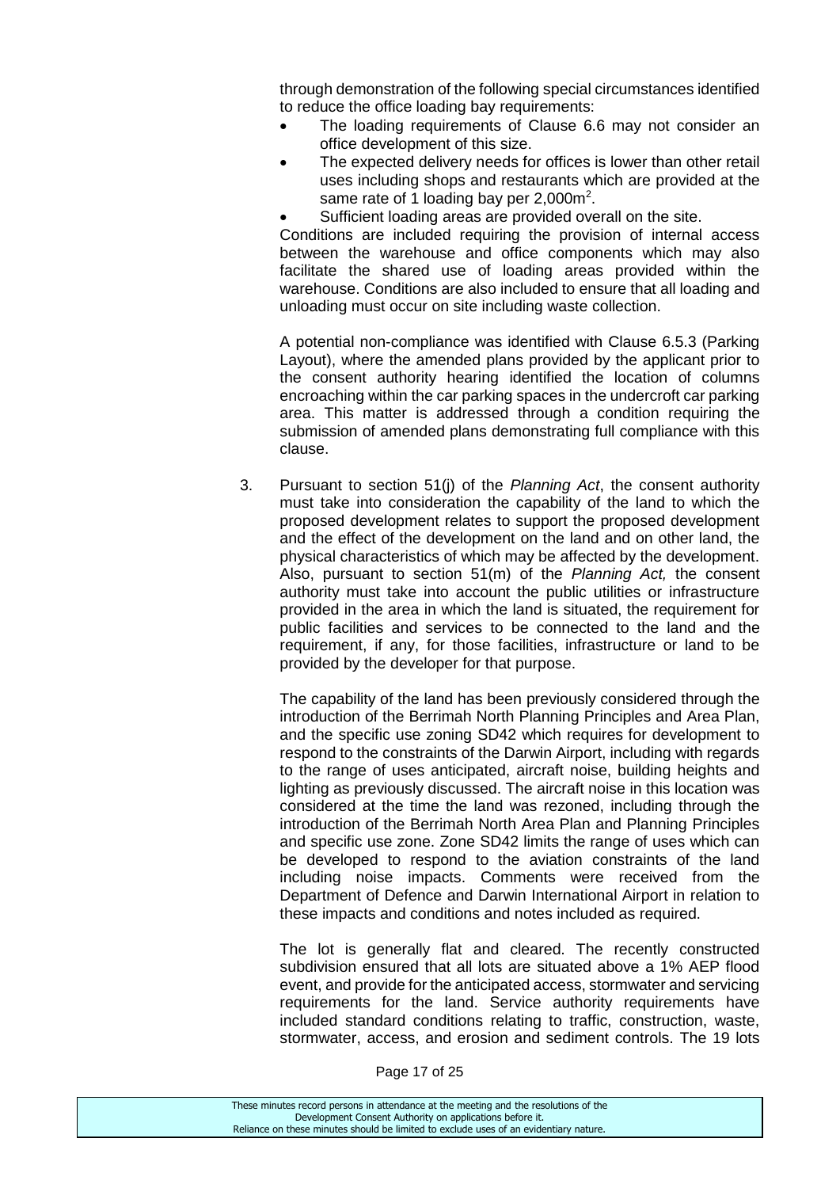through demonstration of the following special circumstances identified to reduce the office loading bay requirements:

- The loading requirements of Clause 6.6 may not consider an office development of this size.
- The expected delivery needs for offices is lower than other retail uses including shops and restaurants which are provided at the same rate of 1 loading bay per 2,000m$^2$.
- Sufficient loading areas are provided overall on the site.

Conditions are included requiring the provision of internal access between the warehouse and office components which may also facilitate the shared use of loading areas provided within the warehouse. Conditions are also included to ensure that all loading and unloading must occur on site including waste collection.

A potential non-compliance was identified with Clause 6.5.3 (Parking Layout), where the amended plans provided by the applicant prior to the consent authority hearing identified the location of columns encroaching within the car parking spaces in the undercroft car parking area. This matter is addressed through a condition requiring the submission of amended plans demonstrating full compliance with this clause.

3. Pursuant to section 51(j) of the *Planning Act*, the consent authority must take into consideration the capability of the land to which the proposed development relates to support the proposed development and the effect of the development on the land and on other land, the physical characteristics of which may be affected by the development. Also, pursuant to section 51(m) of the *Planning Act,* the consent authority must take into account the public utilities or infrastructure provided in the area in which the land is situated, the requirement for public facilities and services to be connected to the land and the requirement, if any, for those facilities, infrastructure or land to be provided by the developer for that purpose.

   The capability of the land has been previously considered through the introduction of the Berrimah North Planning Principles and Area Plan, and the specific use zoning SD42 which requires for development to respond to the constraints of the Darwin Airport, including with regards to the range of uses anticipated, aircraft noise, building heights and lighting as previously discussed. The aircraft noise in this location was considered at the time the land was rezoned, including through the introduction of the Berrimah North Area Plan and Planning Principles and specific use zone. Zone SD42 limits the range of uses which can be developed to respond to the aviation constraints of the land including noise impacts. Comments were received from the Department of Defence and Darwin International Airport in relation to these impacts and conditions and notes included as required.

   The lot is generally flat and cleared. The recently constructed subdivision ensured that all lots are situated above a 1% AEP flood event, and provide for the anticipated access, stormwater and servicing requirements for the land. Service authority requirements have included standard conditions relating to traffic, construction, waste, stormwater, access, and erosion and sediment controls. The 19 lots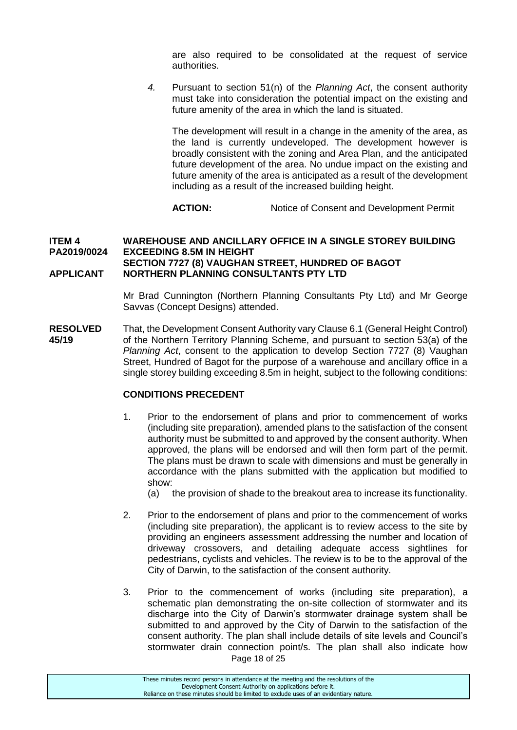are also required to be consolidated at the request of service authorities.

4. Pursuant to section 51(n) of the *Planning Act*, the consent authority must take into consideration the potential impact on the existing and future amenity of the area in which the land is situated.

   The development will result in a change in the amenity of the area, as the land is currently undeveloped. The development however is broadly consistent with the zoning and Area Plan, and the anticipated future development of the area. No undue impact on the existing and future amenity of the area is anticipated as a result of the development including as a result of the increased building height.

   **ACTION:** Notice of Consent and Development Permit

**ITEM 4 WAREHOUSE AND ANCILLARY OFFICE IN A SINGLE STOREY BUILDING**
**PA2019/0024 EXCEEDING 8.5M IN HEIGHT**
**SECTION 7727 (8) VAUGHAN STREET, HUNDRED OF BAGOT**
**APPLICANT NORTHERN PLANNING CONSULTANTS PTY LTD**

Mr Brad Cunnington (Northern Planning Consultants Pty Ltd) and Mr George Savvas (Concept Designs) attended.

**RESOLVED 45/19** That, the Development Consent Authority vary Clause 6.1 (General Height Control) of the Northern Territory Planning Scheme, and pursuant to section 53(a) of the *Planning Act*, consent to the application to develop Section 7727 (8) Vaughan Street, Hundred of Bagot for the purpose of a warehouse and ancillary office in a single storey building exceeding 8.5m in height, subject to the following conditions:

**CONDITIONS PRECEDENT**

1. Prior to the endorsement of plans and prior to commencement of works (including site preparation), amended plans to the satisfaction of the consent authority must be submitted to and approved by the consent authority. When approved, the plans will be endorsed and will then form part of the permit. The plans must be drawn to scale with dimensions and must be generally in accordance with the plans submitted with the application but modified to show:
   (a) the provision of shade to the breakout area to increase its functionality.

2. Prior to the endorsement of plans and prior to the commencement of works (including site preparation), the applicant is to review access to the site by providing an engineers assessment addressing the number and location of driveway crossovers, and detailing adequate access sightlines for pedestrians, cyclists and vehicles. The review is to be to the approval of the City of Darwin, to the satisfaction of the consent authority.

3. Prior to the commencement of works (including site preparation), a schematic plan demonstrating the on-site collection of stormwater and its discharge into the City of Darwin's stormwater drainage system shall be submitted to and approved by the City of Darwin to the satisfaction of the consent authority. The plan shall include details of site levels and Council's stormwater drain connection point/s. The plan shall also indicate how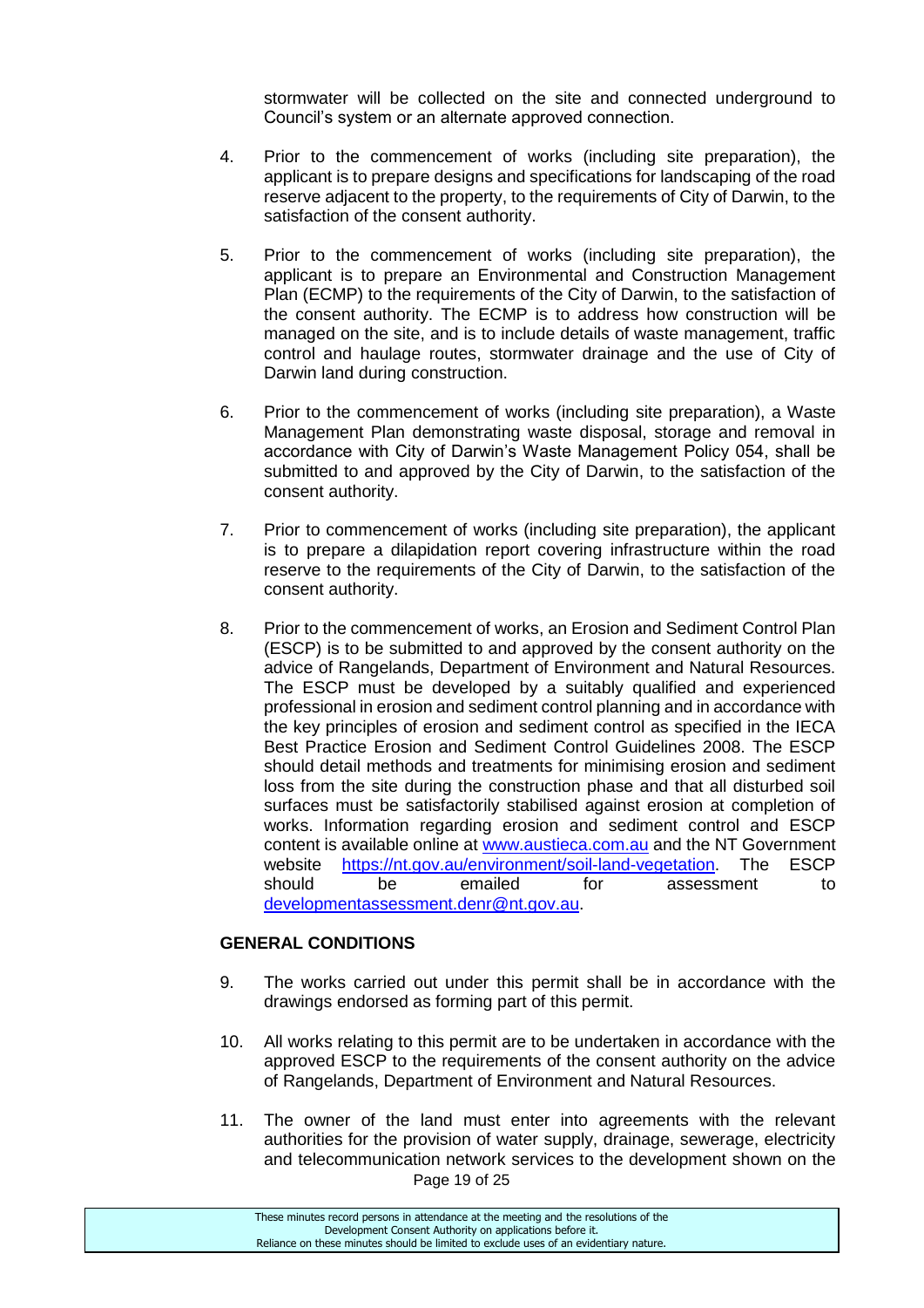stormwater will be collected on the site and connected underground to Council's system or an alternate approved connection.

4. Prior to the commencement of works (including site preparation), the applicant is to prepare designs and specifications for landscaping of the road reserve adjacent to the property, to the requirements of City of Darwin, to the satisfaction of the consent authority.

5. Prior to the commencement of works (including site preparation), the applicant is to prepare an Environmental and Construction Management Plan (ECMP) to the requirements of the City of Darwin, to the satisfaction of the consent authority. The ECMP is to address how construction will be managed on the site, and is to include details of waste management, traffic control and haulage routes, stormwater drainage and the use of City of Darwin land during construction.

6. Prior to the commencement of works (including site preparation), a Waste Management Plan demonstrating waste disposal, storage and removal in accordance with City of Darwin's Waste Management Policy 054, shall be submitted to and approved by the City of Darwin, to the satisfaction of the consent authority.

7. Prior to commencement of works (including site preparation), the applicant is to prepare a dilapidation report covering infrastructure within the road reserve to the requirements of the City of Darwin, to the satisfaction of the consent authority.

8. Prior to the commencement of works, an Erosion and Sediment Control Plan (ESCP) is to be submitted to and approved by the consent authority on the advice of Rangelands, Department of Environment and Natural Resources. The ESCP must be developed by a suitably qualified and experienced professional in erosion and sediment control planning and in accordance with the key principles of erosion and sediment control as specified in the IECA Best Practice Erosion and Sediment Control Guidelines 2008. The ESCP should detail methods and treatments for minimising erosion and sediment loss from the site during the construction phase and that all disturbed soil surfaces must be satisfactorily stabilised against erosion at completion of works. Information regarding erosion and sediment control and ESCP content is available online at www.austieca.com.au and the NT Government website https://nt.gov.au/environment/soil-land-vegetation. The ESCP should be emailed for assessment to developmentassessment.denr@nt.gov.au.

**GENERAL CONDITIONS**

9. The works carried out under this permit shall be in accordance with the drawings endorsed as forming part of this permit.

10. All works relating to this permit are to be undertaken in accordance with the approved ESCP to the requirements of the consent authority on the advice of Rangelands, Department of Environment and Natural Resources.

11. The owner of the land must enter into agreements with the relevant authorities for the provision of water supply, drainage, sewerage, electricity and telecommunication network services to the development shown on the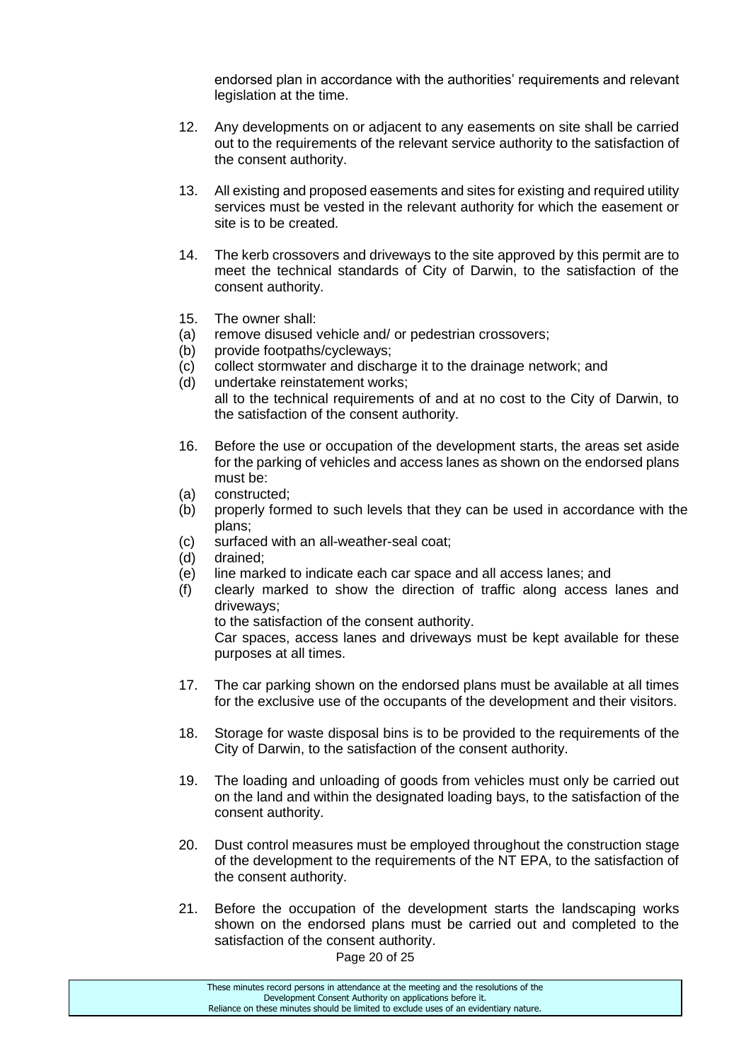endorsed plan in accordance with the authorities' requirements and relevant legislation at the time.

12. Any developments on or adjacent to any easements on site shall be carried out to the requirements of the relevant service authority to the satisfaction of the consent authority.

13. All existing and proposed easements and sites for existing and required utility services must be vested in the relevant authority for which the easement or site is to be created.

14. The kerb crossovers and driveways to the site approved by this permit are to meet the technical standards of City of Darwin, to the satisfaction of the consent authority.

15. The owner shall:
(a) remove disused vehicle and/ or pedestrian crossovers;
(b) provide footpaths/cycleways;
(c) collect stormwater and discharge it to the drainage network; and
(d) undertake reinstatement works;
all to the technical requirements of and at no cost to the City of Darwin, to the satisfaction of the consent authority.

16. Before the use or occupation of the development starts, the areas set aside for the parking of vehicles and access lanes as shown on the endorsed plans must be:
(a) constructed;
(b) properly formed to such levels that they can be used in accordance with the plans;
(c) surfaced with an all-weather-seal coat;
(d) drained;
(e) line marked to indicate each car space and all access lanes; and
(f) clearly marked to show the direction of traffic along access lanes and driveways;
to the satisfaction of the consent authority.
Car spaces, access lanes and driveways must be kept available for these purposes at all times.

17. The car parking shown on the endorsed plans must be available at all times for the exclusive use of the occupants of the development and their visitors.

18. Storage for waste disposal bins is to be provided to the requirements of the City of Darwin, to the satisfaction of the consent authority.

19. The loading and unloading of goods from vehicles must only be carried out on the land and within the designated loading bays, to the satisfaction of the consent authority.

20. Dust control measures must be employed throughout the construction stage of the development to the requirements of the NT EPA, to the satisfaction of the consent authority.

21. Before the occupation of the development starts the landscaping works shown on the endorsed plans must be carried out and completed to the satisfaction of the consent authority.

These minutes record persons in attendance at the meeting and the resolutions of the Development Consent Authority on applications before it.
Reliance on these minutes should be limited to exclude uses of an evidentiary nature.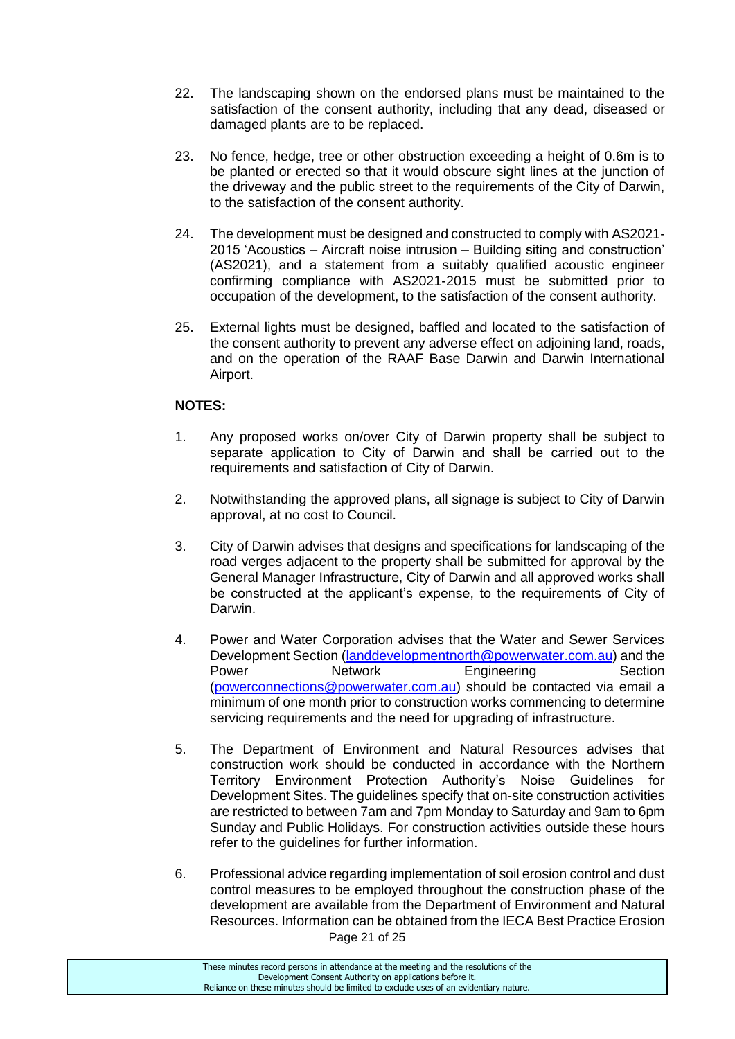22. The landscaping shown on the endorsed plans must be maintained to the satisfaction of the consent authority, including that any dead, diseased or damaged plants are to be replaced.

23. No fence, hedge, tree or other obstruction exceeding a height of 0.6m is to be planted or erected so that it would obscure sight lines at the junction of the driveway and the public street to the requirements of the City of Darwin, to the satisfaction of the consent authority.

24. The development must be designed and constructed to comply with AS2021-2015 'Acoustics – Aircraft noise intrusion – Building siting and construction' (AS2021), and a statement from a suitably qualified acoustic engineer confirming compliance with AS2021-2015 must be submitted prior to occupation of the development, to the satisfaction of the consent authority.

25. External lights must be designed, baffled and located to the satisfaction of the consent authority to prevent any adverse effect on adjoining land, roads, and on the operation of the RAAF Base Darwin and Darwin International Airport.

**NOTES:**

1. Any proposed works on/over City of Darwin property shall be subject to separate application to City of Darwin and shall be carried out to the requirements and satisfaction of City of Darwin.

2. Notwithstanding the approved plans, all signage is subject to City of Darwin approval, at no cost to Council.

3. City of Darwin advises that designs and specifications for landscaping of the road verges adjacent to the property shall be submitted for approval by the General Manager Infrastructure, City of Darwin and all approved works shall be constructed at the applicant's expense, to the requirements of City of Darwin.

4. Power and Water Corporation advises that the Water and Sewer Services Development Section (landdevelopmentnorth@powerwater.com.au) and the Power Network Engineering Section (powerconnections@powerwater.com.au) should be contacted via email a minimum of one month prior to construction works commencing to determine servicing requirements and the need for upgrading of infrastructure.

5. The Department of Environment and Natural Resources advises that construction work should be conducted in accordance with the Northern Territory Environment Protection Authority's Noise Guidelines for Development Sites. The guidelines specify that on-site construction activities are restricted to between 7am and 7pm Monday to Saturday and 9am to 6pm Sunday and Public Holidays. For construction activities outside these hours refer to the guidelines for further information.

6. Professional advice regarding implementation of soil erosion control and dust control measures to be employed throughout the construction phase of the development are available from the Department of Environment and Natural Resources. Information can be obtained from the IECA Best Practice Erosion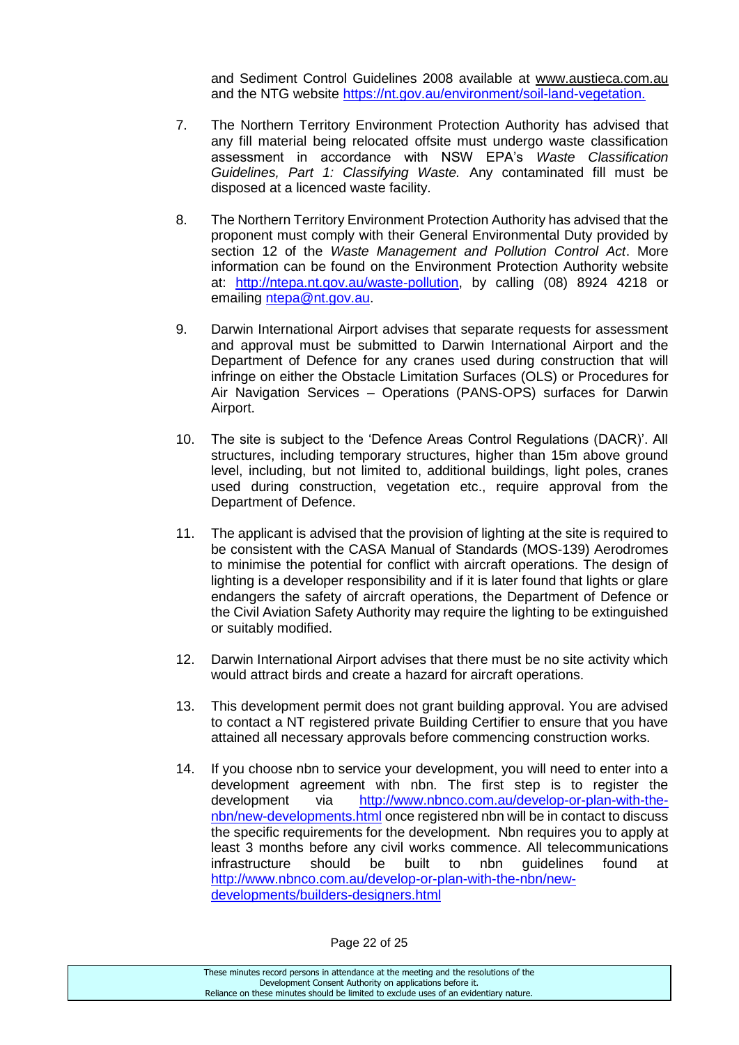and Sediment Control Guidelines 2008 available at www.austieca.com.au and the NTG website https://nt.gov.au/environment/soil-land-vegetation.

7. The Northern Territory Environment Protection Authority has advised that any fill material being relocated offsite must undergo waste classification assessment in accordance with NSW EPA's *Waste Classification Guidelines, Part 1: Classifying Waste.* Any contaminated fill must be disposed at a licenced waste facility.

8. The Northern Territory Environment Protection Authority has advised that the proponent must comply with their General Environmental Duty provided by section 12 of the *Waste Management and Pollution Control Act*. More information can be found on the Environment Protection Authority website at: http://ntepa.nt.gov.au/waste-pollution, by calling (08) 8924 4218 or emailing ntepa@nt.gov.au.

9. Darwin International Airport advises that separate requests for assessment and approval must be submitted to Darwin International Airport and the Department of Defence for any cranes used during construction that will infringe on either the Obstacle Limitation Surfaces (OLS) or Procedures for Air Navigation Services – Operations (PANS-OPS) surfaces for Darwin Airport.

10. The site is subject to the 'Defence Areas Control Regulations (DACR)'. All structures, including temporary structures, higher than 15m above ground level, including, but not limited to, additional buildings, light poles, cranes used during construction, vegetation etc., require approval from the Department of Defence.

11. The applicant is advised that the provision of lighting at the site is required to be consistent with the CASA Manual of Standards (MOS-139) Aerodromes to minimise the potential for conflict with aircraft operations. The design of lighting is a developer responsibility and if it is later found that lights or glare endangers the safety of aircraft operations, the Department of Defence or the Civil Aviation Safety Authority may require the lighting to be extinguished or suitably modified.

12. Darwin International Airport advises that there must be no site activity which would attract birds and create a hazard for aircraft operations.

13. This development permit does not grant building approval. You are advised to contact a NT registered private Building Certifier to ensure that you have attained all necessary approvals before commencing construction works.

14. If you choose nbn to service your development, you will need to enter into a development agreement with nbn. The first step is to register the development via http://www.nbnco.com.au/develop-or-plan-with-the-nbn/new-developments.html once registered nbn will be in contact to discuss the specific requirements for the development. Nbn requires you to apply at least 3 months before any civil works commence. All telecommunications infrastructure should be built to nbn guidelines found at http://www.nbnco.com.au/develop-or-plan-with-the-nbn/new-developments/builders-designers.html

These minutes record persons in attendance at the meeting and the resolutions of the Development Consent Authority on applications before it. Reliance on these minutes should be limited to exclude uses of an evidentiary nature.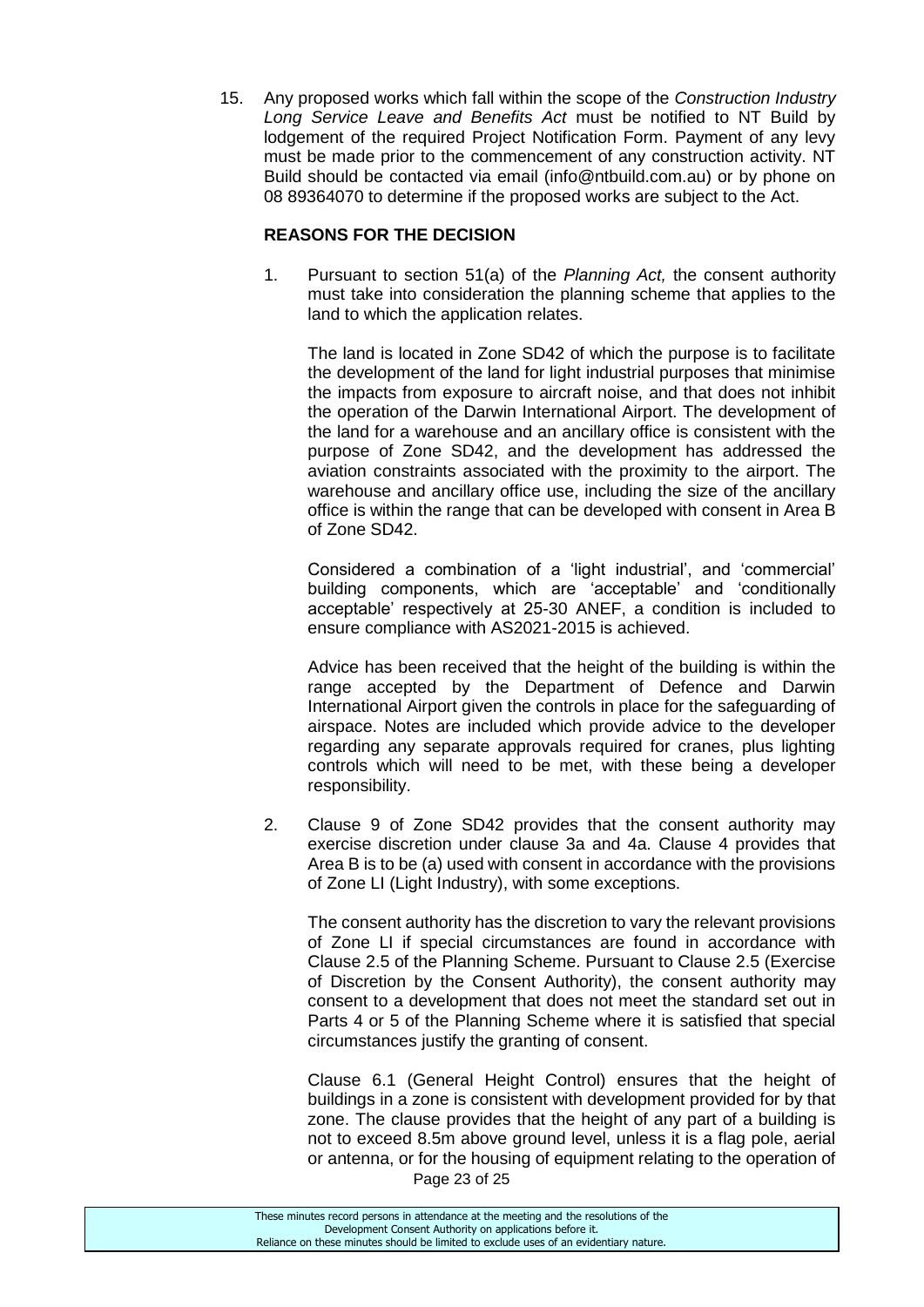15. Any proposed works which fall within the scope of the *Construction Industry Long Service Leave and Benefits Act* must be notified to NT Build by lodgement of the required Project Notification Form. Payment of any levy must be made prior to the commencement of any construction activity. NT Build should be contacted via email (info@ntbuild.com.au) or by phone on 08 89364070 to determine if the proposed works are subject to the Act.

**REASONS FOR THE DECISION**

1. Pursuant to section 51(a) of the *Planning Act,* the consent authority must take into consideration the planning scheme that applies to the land to which the application relates.

   The land is located in Zone SD42 of which the purpose is to facilitate the development of the land for light industrial purposes that minimise the impacts from exposure to aircraft noise, and that does not inhibit the operation of the Darwin International Airport. The development of the land for a warehouse and an ancillary office is consistent with the purpose of Zone SD42, and the development has addressed the aviation constraints associated with the proximity to the airport. The warehouse and ancillary office use, including the size of the ancillary office is within the range that can be developed with consent in Area B of Zone SD42.

   Considered a combination of a 'light industrial', and 'commercial' building components, which are 'acceptable' and 'conditionally acceptable' respectively at 25-30 ANEF, a condition is included to ensure compliance with AS2021-2015 is achieved.

   Advice has been received that the height of the building is within the range accepted by the Department of Defence and Darwin International Airport given the controls in place for the safeguarding of airspace. Notes are included which provide advice to the developer regarding any separate approvals required for cranes, plus lighting controls which will need to be met, with these being a developer responsibility.

2. Clause 9 of Zone SD42 provides that the consent authority may exercise discretion under clause 3a and 4a. Clause 4 provides that Area B is to be (a) used with consent in accordance with the provisions of Zone LI (Light Industry), with some exceptions.

   The consent authority has the discretion to vary the relevant provisions of Zone LI if special circumstances are found in accordance with Clause 2.5 of the Planning Scheme. Pursuant to Clause 2.5 (Exercise of Discretion by the Consent Authority), the consent authority may consent to a development that does not meet the standard set out in Parts 4 or 5 of the Planning Scheme where it is satisfied that special circumstances justify the granting of consent.

   Clause 6.1 (General Height Control) ensures that the height of buildings in a zone is consistent with development provided for by that zone. The clause provides that the height of any part of a building is not to exceed 8.5m above ground level, unless it is a flag pole, aerial or antenna, or for the housing of equipment relating to the operation of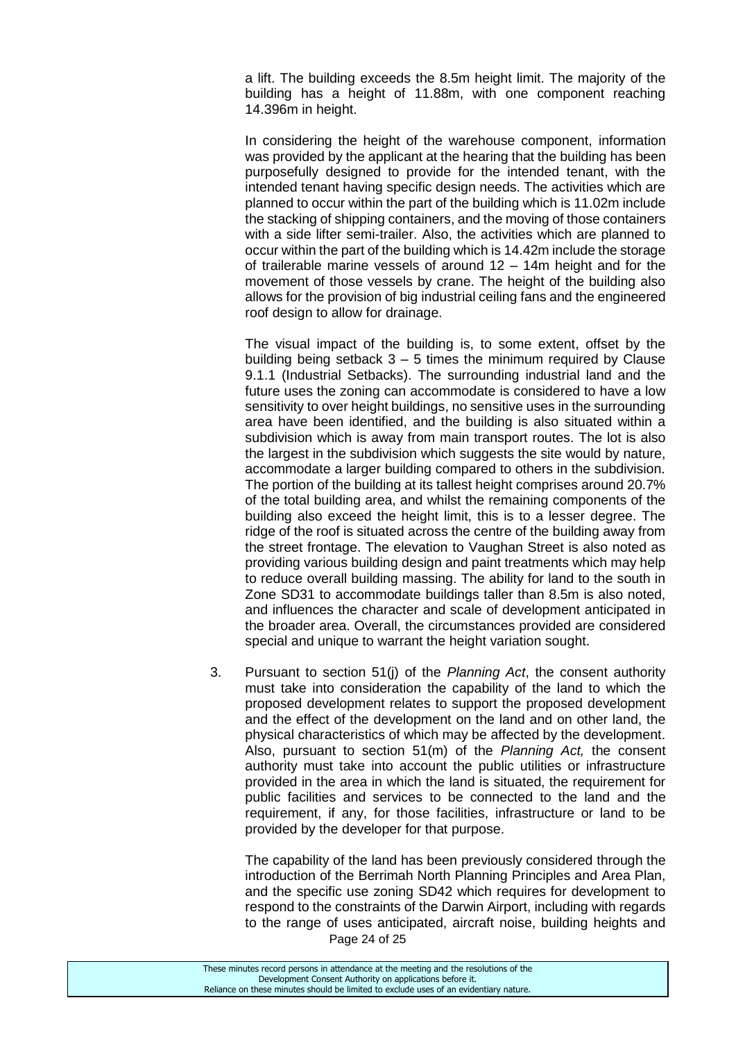a lift. The building exceeds the 8.5m height limit. The majority of the building has a height of 11.88m, with one component reaching 14.396m in height.

In considering the height of the warehouse component, information was provided by the applicant at the hearing that the building has been purposefully designed to provide for the intended tenant, with the intended tenant having specific design needs. The activities which are planned to occur within the part of the building which is 11.02m include the stacking of shipping containers, and the moving of those containers with a side lifter semi-trailer. Also, the activities which are planned to occur within the part of the building which is 14.42m include the storage of trailerable marine vessels of around 12 – 14m height and for the movement of those vessels by crane. The height of the building also allows for the provision of big industrial ceiling fans and the engineered roof design to allow for drainage.

The visual impact of the building is, to some extent, offset by the building being setback 3 – 5 times the minimum required by Clause 9.1.1 (Industrial Setbacks). The surrounding industrial land and the future uses the zoning can accommodate is considered to have a low sensitivity to over height buildings, no sensitive uses in the surrounding area have been identified, and the building is also situated within a subdivision which is away from main transport routes. The lot is also the largest in the subdivision which suggests the site would by nature, accommodate a larger building compared to others in the subdivision. The portion of the building at its tallest height comprises around 20.7% of the total building area, and whilst the remaining components of the building also exceed the height limit, this is to a lesser degree. The ridge of the roof is situated across the centre of the building away from the street frontage. The elevation to Vaughan Street is also noted as providing various building design and paint treatments which may help to reduce overall building massing. The ability for land to the south in Zone SD31 to accommodate buildings taller than 8.5m is also noted, and influences the character and scale of development anticipated in the broader area. Overall, the circumstances provided are considered special and unique to warrant the height variation sought.

3. Pursuant to section 51(j) of the *Planning Act*, the consent authority must take into consideration the capability of the land to which the proposed development relates to support the proposed development and the effect of the development on the land and on other land, the physical characteristics of which may be affected by the development. Also, pursuant to section 51(m) of the *Planning Act,* the consent authority must take into account the public utilities or infrastructure provided in the area in which the land is situated, the requirement for public facilities and services to be connected to the land and the requirement, if any, for those facilities, infrastructure or land to be provided by the developer for that purpose.

   The capability of the land has been previously considered through the introduction of the Berrimah North Planning Principles and Area Plan, and the specific use zoning SD42 which requires for development to respond to the constraints of the Darwin Airport, including with regards to the range of uses anticipated, aircraft noise, building heights and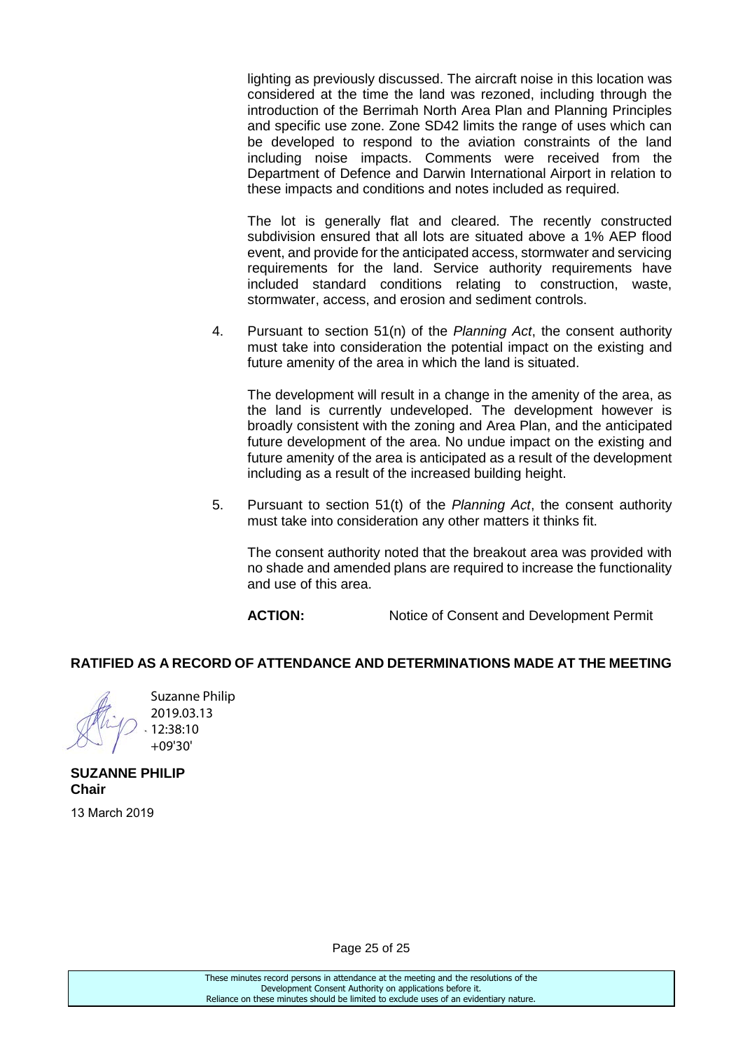lighting as previously discussed. The aircraft noise in this location was considered at the time the land was rezoned, including through the introduction of the Berrimah North Area Plan and Planning Principles and specific use zone. Zone SD42 limits the range of uses which can be developed to respond to the aviation constraints of the land including noise impacts. Comments were received from the Department of Defence and Darwin International Airport in relation to these impacts and conditions and notes included as required.

The lot is generally flat and cleared. The recently constructed subdivision ensured that all lots are situated above a 1% AEP flood event, and provide for the anticipated access, stormwater and servicing requirements for the land. Service authority requirements have included standard conditions relating to construction, waste, stormwater, access, and erosion and sediment controls.

4. Pursuant to section 51(n) of the *Planning Act*, the consent authority must take into consideration the potential impact on the existing and future amenity of the area in which the land is situated.

   The development will result in a change in the amenity of the area, as the land is currently undeveloped. The development however is broadly consistent with the zoning and Area Plan, and the anticipated future development of the area. No undue impact on the existing and future amenity of the area is anticipated as a result of the development including as a result of the increased building height.

5. Pursuant to section 51(t) of the *Planning Act*, the consent authority must take into consideration any other matters it thinks fit.

   The consent authority noted that the breakout area was provided with no shade and amended plans are required to increase the functionality and use of this area.

   **ACTION:** Notice of Consent and Development Permit

**RATIFIED AS A RECORD OF ATTENDANCE AND DETERMINATIONS MADE AT THE MEETING**

Suzanne Philip
2019.03.13
12:38:10
+09'30'

**SUZANNE PHILIP**
**Chair**

13 March 2019

These minutes record persons in attendance at the meeting and the resolutions of the Development Consent Authority on applications before it.
Reliance on these minutes should be limited to exclude uses of an evidentiary nature.